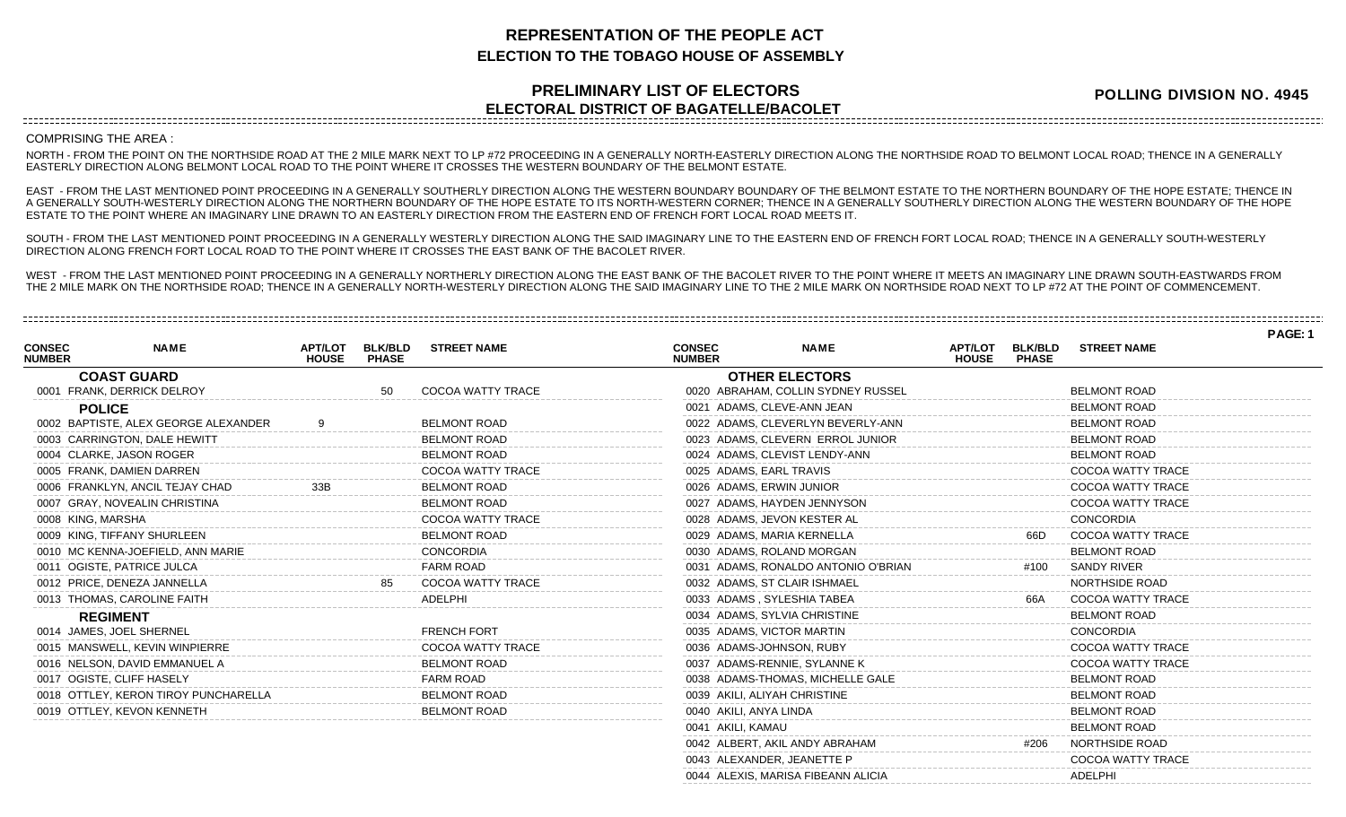# REPRESENTATION OF THE PEOPLE ACT

## ELECTION TO THE TOBAGO HOUSE OF ASSEMBLY

## PRELIMINARY LIST OF ELECTORS

## ELECTORAL DISTRICT OF BAGATELLE/BACOLET

**POLLING DIVISION NO. 4945**

COMPRISING THE AREA :

NORTH - FROM THE POINT ON THE NORTHSIDE ROAD AT THE 2 MILE MARK NEXT TO LP #72 PROCEEDING IN A GENERALLY NORTH-EASTERLY DIRECTION ALONG THE NORTHSIDE ROAD TO BELMONT LOCAL ROAD; THENCE IN A GENERALLY EASTERLY DIRECTION ALONG BELMONT LOCAL ROAD TO THE POINT WHERE IT CROSSES THE WESTERN BOUNDARY OF THE BELMONT ESTATE.

EAST - FROM THE LAST MENTIONED POINT PROCEEDING IN A GENERALLY SOUTHERLY DIRECTION ALONG THE WESTERN BOUNDARY BOUNDARY OF THE BELMONT ESTATE TO THE NORTHERN BOUNDARY OF THE HOPE ESTATE; THENCE IN A GENERALLY SOUTH-WESTERLY DIRECTION ALONG THE NORTHERN BOUNDARY OF THE HOPE ESTATE TO ITS NORTH-WESTERN CORNER; THENCE IN A GENERALLY SOUTHERLY DIRECTION ALONG THE WESTERN BOUNDARY OF THE HOPE ESTATE TO THE POINT WHERE AN IMAGINARY LINE DRAWN TO AN EASTERLY DIRECTION FROM THE EASTERN END OF FRENCH FORT LOCAL ROAD MEETS IT.

SOUTH - FROM THE LAST MENTIONED POINT PROCEEDING IN A GENERALLY WESTERLY DIRECTION ALONG THE SAID IMAGINARY LINE TO THE EASTERN END OF FRENCH FORT LOCAL ROAD; THENCE IN A GENERALLY SOUTH-WESTERLY DIRECTION ALONG FRENCH FORT LOCAL ROAD TO THE POINT WHERE IT CROSSES THE EAST BANK OF THE BACOLET RIVER.

WEST - FROM THE LAST MENTIONED POINT PROCEEDING IN A GENERALLY NORTHERLY DIRECTION ALONG THE EAST BANK OF THE BACOLET RIVER TO THE POINT WHERE IT MEETS AN IMAGINARY LINE DRAWN SOUTH-EASTWARDS FROM THE 2 MILE MARK ON THE NORTHSIDE ROAD; THENCE IN A GENERALLY NORTH-WESTERLY DIRECTION ALONG THE SAID IMAGINARY LINE TO THE 2 MILE MARK ON NORTHSIDE ROAD NEXT TO LP #72 AT THE POINT OF COMMENCEMENT.

| CONSEC NUMBER | NAME | APT/LOT HOUSE | BLK/BLD PHASE | STREET NAME |
|---|---|---|---|---|
| | **COAST GUARD** | | | |
| 0001 | FRANK, DERRICK DELROY | | 50 | COCOA WATTY TRACE |
| | **POLICE** | | | |
| 0002 | BAPTISTE, ALEX GEORGE ALEXANDER | 9 | | BELMONT ROAD |
| 0003 | CARRINGTON, DALE HEWITT | | | BELMONT ROAD |
| 0004 | CLARKE, JASON ROGER | | | BELMONT ROAD |
| 0005 | FRANK, DAMIEN DARREN | | | COCOA WATTY TRACE |
| 0006 | FRANKLYN, ANCIL TEJAY CHAD | 33B | | BELMONT ROAD |
| 0007 | GRAY, NOVEALIN CHRISTINA | | | BELMONT ROAD |
| 0008 | KING, MARSHA | | | COCOA WATTY TRACE |
| 0009 | KING, TIFFANY SHURLEEN | | | BELMONT ROAD |
| 0010 | MC KENNA-JOEFIELD, ANN MARIE | | | CONCORDIA |
| 0011 | OGISTE, PATRICE JULCA | | | FARM ROAD |
| 0012 | PRICE, DENEZA JANNELLA | | 85 | COCOA WATTY TRACE |
| 0013 | THOMAS, CAROLINE FAITH | | | ADELPHI |
| | **REGIMENT** | | | |
| 0014 | JAMES, JOEL SHERNEL | | | FRENCH FORT |
| 0015 | MANSWELL, KEVIN WINPIERRE | | | COCOA WATTY TRACE |
| 0016 | NELSON, DAVID EMMANUEL A | | | BELMONT ROAD |
| 0017 | OGISTE, CLIFF HASELY | | | FARM ROAD |
| 0018 | OTTLEY, KERON TIROY PUNCHARELLA | | | BELMONT ROAD |
| 0019 | OTTLEY, KEVON KENNETH | | | BELMONT ROAD |
| | **OTHER ELECTORS** | | | |
| 0020 | ABRAHAM, COLLIN SYDNEY RUSSEL | | | BELMONT ROAD |
| 0021 | ADAMS, CLEVE-ANN JEAN | | | BELMONT ROAD |
| 0022 | ADAMS, CLEVERLYN BEVERLY-ANN | | | BELMONT ROAD |
| 0023 | ADAMS, CLEVERN ERROL JUNIOR | | | BELMONT ROAD |
| 0024 | ADAMS, CLEVIST LENDY-ANN | | | BELMONT ROAD |
| 0025 | ADAMS, EARL TRAVIS | | | COCOA WATTY TRACE |
| 0026 | ADAMS, ERWIN JUNIOR | | | COCOA WATTY TRACE |
| 0027 | ADAMS, HAYDEN JENNYSON | | | COCOA WATTY TRACE |
| 0028 | ADAMS, JEVON KESTER AL | | | CONCORDIA |
| 0029 | ADAMS, MARIA KERNELLA | | 66D | COCOA WATTY TRACE |
| 0030 | ADAMS, ROLAND MORGAN | | | BELMONT ROAD |
| 0031 | ADAMS, RONALDO ANTONIO O'BRIAN | | #100 | SANDY RIVER |
| 0032 | ADAMS, ST CLAIR ISHMAEL | | | NORTHSIDE ROAD |
| 0033 | ADAMS , SYLESHIA TABEA | | 66A | COCOA WATTY TRACE |
| 0034 | ADAMS, SYLVIA CHRISTINE | | | BELMONT ROAD |
| 0035 | ADAMS, VICTOR MARTIN | | | CONCORDIA |
| 0036 | ADAMS-JOHNSON, RUBY | | | COCOA WATTY TRACE |
| 0037 | ADAMS-RENNIE, SYLANNE K | | | COCOA WATTY TRACE |
| 0038 | ADAMS-THOMAS, MICHELLE GALE | | | BELMONT ROAD |
| 0039 | AKILI, ALIYAH CHRISTINE | | | BELMONT ROAD |
| 0040 | AKILI, ANYA LINDA | | | BELMONT ROAD |
| 0041 | AKILI, KAMAU | | | BELMONT ROAD |
| 0042 | ALBERT, AKIL ANDY ABRAHAM | | #206 | NORTHSIDE ROAD |
| 0043 | ALEXANDER, JEANETTE P | | | COCOA WATTY TRACE |
| 0044 | ALEXIS, MARISA FIBEANN ALICIA | | | ADELPHI |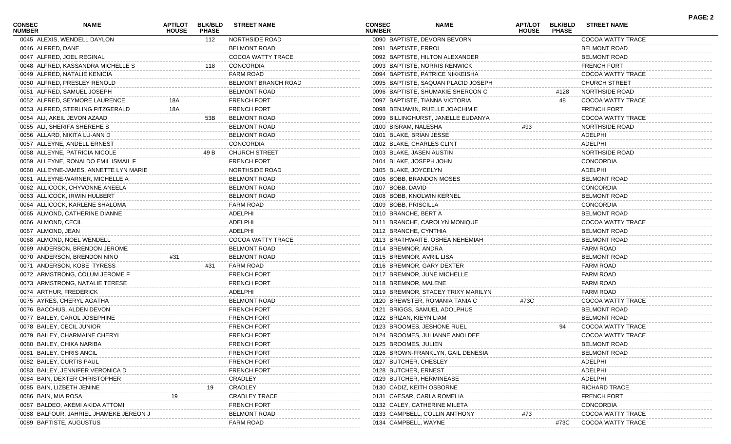| CONSEC NUMBER | NAME | APT/LOT HOUSE | BLK/BLD PHASE | STREET NAME |
|---|---|---|---|---|
| 0045 | ALEXIS, WENDELL DAYLON | | 112 | NORTHSIDE ROAD |
| 0046 | ALFRED, DANE | | | BELMONT ROAD |
| 0047 | ALFRED, JOEL REGINAL | | | COCOA WATTY TRACE |
| 0048 | ALFRED, KASSANDRA MICHELLE S | | 118 | CONCORDIA |
| 0049 | ALFRED, NATALIE KENICIA | | | FARM ROAD |
| 0050 | ALFRED, PRESLEY RENOLD | | | BELMONT BRANCH ROAD |
| 0051 | ALFRED, SAMUEL JOSEPH | | | BELMONT ROAD |
| 0052 | ALFRED, SEYMORE LAURENCE | 18A | | FRENCH FORT |
| 0053 | ALFRED, STERLING FITZGERALD | 18A | | FRENCH FORT |
| 0054 | ALI, AKEIL JEVON AZAAD | | 53B | BELMONT ROAD |
| 0055 | ALI, SHERIFA SHEREHE S | | | BELMONT ROAD |
| 0056 | ALLARD, NIKITA LU-ANN D | | | BELMONT ROAD |
| 0057 | ALLEYNE, ANDELL ERNEST | | | CONCORDIA |
| 0058 | ALLEYNE, PATRICIA NICOLE | | 49 B | CHURCH STREET |
| 0059 | ALLEYNE, RONALDO EMIL ISMAIL F | | | FRENCH FORT |
| 0060 | ALLEYNE-JAMES, ANNETTE LYN MARIE | | | NORTHSIDE ROAD |
| 0061 | ALLEYNE-WARNER, MICHELLE A | | | BELMONT ROAD |
| 0062 | ALLICOCK, CHYVONNE ANEELA | | | BELMONT ROAD |
| 0063 | ALLICOCK, IRWIN HULBERT | | | BELMONT ROAD |
| 0064 | ALLICOCK, KARLENE SHALOMA | | | FARM ROAD |
| 0065 | ALMOND, CATHERINE DIANNE | | | ADELPHI |
| 0066 | ALMOND, CECIL | | | ADELPHI |
| 0067 | ALMOND, JEAN | | | ADELPHI |
| 0068 | ALMOND, NOEL WENDELL | | | COCOA WATTY TRACE |
| 0069 | ANDERSON, BRENDON JEROME | | | BELMONT ROAD |
| 0070 | ANDERSON, BRENDON NINO | #31 | | BELMONT ROAD |
| 0071 | ANDERSON, KOBE TYRESS | | #31 | FARM ROAD |
| 0072 | ARMSTRONG, COLUM JEROME F | | | FRENCH FORT |
| 0073 | ARMSTRONG, NATALIE TERESE | | | FRENCH FORT |
| 0074 | ARTHUR, FREDERICK | | | ADELPHI |
| 0075 | AYRES, CHERYL AGATHA | | | BELMONT ROAD |
| 0076 | BACCHUS, ALDEN DEVON | | | FRENCH FORT |
| 0077 | BAILEY, CAROL JOSEPHINE | | | FRENCH FORT |
| 0078 | BAILEY, CECIL JUNIOR | | | FRENCH FORT |
| 0079 | BAILEY, CHARMAINE CHERYL | | | FRENCH FORT |
| 0080 | BAILEY, CHIKA NARIBA | | | FRENCH FORT |
| 0081 | BAILEY, CHRIS ANCIL | | | FRENCH FORT |
| 0082 | BAILEY, CURTIS PAUL | | | FRENCH FORT |
| 0083 | BAILEY, JENNIFER VERONICA D | | | FRENCH FORT |
| 0084 | BAIN, DEXTER CHRISTOPHER | | | CRADLEY |
| 0085 | BAIN, LIZBETH JENINE | | 19 | CRADLEY |
| 0086 | BAIN, MIA ROSA | 19 | | CRADLEY TRACE |
| 0087 | BALDEO, AKEMI AKIDA ATTOMI | | | FRENCH FORT |
| 0088 | BALFOUR, JAHRIEL JHAMEKE JEREON J | | | BELMONT ROAD |
| 0089 | BAPTISTE, AUGUSTUS | | | FARM ROAD |
| 0090 | BAPTISTE, DEVORN BEVORN | | | COCOA WATTY TRACE |
| 0091 | BAPTISTE, ERROL | | | BELMONT ROAD |
| 0092 | BAPTISTE, HILTON ALEXANDER | | | BELMONT ROAD |
| 0093 | BAPTISTE, NORRIS RENWICK | | | FRENCH FORT |
| 0094 | BAPTISTE, PATRICE NIKKEISHA | | | COCOA WATTY TRACE |
| 0095 | BAPTISTE, SAQUAN PLACID JOSEPH | | | CHURCH STREET |
| 0096 | BAPTISTE, SHUMAKIE SHERCON C | | #128 | NORTHSIDE ROAD |
| 0097 | BAPTISTE, TIANNA VICTORIA | | 48 | COCOA WATTY TRACE |
| 0098 | BENJAMIN, RUELLE JOACHIM E | | | FRENCH FORT |
| 0099 | BILLINGHURST, JANELLE EUDANYA | | | COCOA WATTY TRACE |
| 0100 | BISRAM, NALESHA | #93 | | NORTHSIDE ROAD |
| 0101 | BLAKE, BRIAN JESSE | | | ADELPHI |
| 0102 | BLAKE, CHARLES CLINT | | | ADELPHI |
| 0103 | BLAKE, JASEN AUSTIN | | | NORTHSIDE ROAD |
| 0104 | BLAKE, JOSEPH JOHN | | | CONCORDIA |
| 0105 | BLAKE, JOYCELYN | | | ADELPHI |
| 0106 | BOBB, BRANDON MOSES | | | BELMONT ROAD |
| 0107 | BOBB, DAVID | | | CONCORDIA |
| 0108 | BOBB, KNOLWIN KERNEL | | | BELMONT ROAD |
| 0109 | BOBB, PRISCILLA | | | CONCORDIA |
| 0110 | BRANCHE, BERT A | | | BELMONT ROAD |
| 0111 | BRANCHE, CAROLYN MONIQUE | | | COCOA WATTY TRACE |
| 0112 | BRANCHE, CYNTHIA | | | BELMONT ROAD |
| 0113 | BRATHWAITE, OSHEA NEHEMIAH | | | BELMONT ROAD |
| 0114 | BREMNOR, ANDRA | | | FARM ROAD |
| 0115 | BREMNOR, AVRIL LISA | | | BELMONT ROAD |
| 0116 | BREMNOR, GARY DEXTER | | | FARM ROAD |
| 0117 | BREMNOR, JUNE MICHELLE | | | FARM ROAD |
| 0118 | BREMNOR, MALENE | | | FARM ROAD |
| 0119 | BREMNOR, STACEY TRIXY MARILYN | | | FARM ROAD |
| 0120 | BREWSTER, ROMANIA TANIA C | #73C | | COCOA WATTY TRACE |
| 0121 | BRIGGS, SAMUEL ADOLPHUS | | | BELMONT ROAD |
| 0122 | BRIZAN, KIEYN LIAM | | | BELMONT ROAD |
| 0123 | BROOMES, JESHONE RUEL | | 94 | COCOA WATTY TRACE |
| 0124 | BROOMES, JULIANNE ANOLDEE | | | COCOA WATTY TRACE |
| 0125 | BROOMES, JULIEN | | | BELMONT ROAD |
| 0126 | BROWN-FRANKLYN, GAIL DENESIA | | | BELMONT ROAD |
| 0127 | BUTCHER, CHESLEY | | | ADELPHI |
| 0128 | BUTCHER, ERNEST | | | ADELPHI |
| 0129 | BUTCHER, HERMINEASE | | | ADELPHI |
| 0130 | CADIZ, KEITH OSBORNE | | | RICHARD TRACE |
| 0131 | CAESAR, CARLA ROMELIA | | | FRENCH FORT |
| 0132 | CALEY, CATHERINE MILETA | | | CONCORDIA |
| 0133 | CAMPBELL, COLLIN ANTHONY | #73 | | COCOA WATTY TRACE |
| 0134 | CAMPBELL, WAYNE | | #73C | COCOA WATTY TRACE |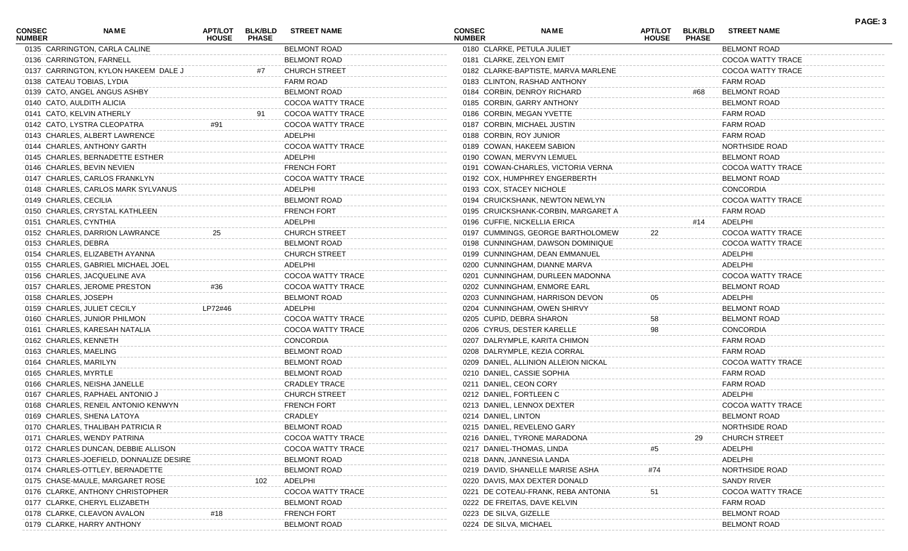| CONSEC NUMBER | NAME | APT/LOT HOUSE | BLK/BLD PHASE | STREET NAME |
|---|---|---|---|---|
| 0135 | CARRINGTON, CARLA CALINE | | | BELMONT ROAD |
| 0136 | CARRINGTON, FARNELL | | | BELMONT ROAD |
| 0137 | CARRINGTON, KYLON HAKEEM DALE J | | #7 | CHURCH STREET |
| 0138 | CATEAU TOBIAS, LYDIA | | | FARM ROAD |
| 0139 | CATO, ANGEL ANGUS ASHBY | | | BELMONT ROAD |
| 0140 | CATO, AULDITH ALICIA | | | COCOA WATTY TRACE |
| 0141 | CATO, KELVIN ATHERLY | | 91 | COCOA WATTY TRACE |
| 0142 | CATO, LYSTRA CLEOPATRA | #91 | | COCOA WATTY TRACE |
| 0143 | CHARLES, ALBERT LAWRENCE | | | ADELPHI |
| 0144 | CHARLES, ANTHONY GARTH | | | COCOA WATTY TRACE |
| 0145 | CHARLES, BERNADETTE ESTHER | | | ADELPHI |
| 0146 | CHARLES, BEVIN NEVIEN | | | FRENCH FORT |
| 0147 | CHARLES, CARLOS FRANKLYN | | | COCOA WATTY TRACE |
| 0148 | CHARLES, CARLOS MARK SYLVANUS | | | ADELPHI |
| 0149 | CHARLES, CECILIA | | | BELMONT ROAD |
| 0150 | CHARLES, CRYSTAL KATHLEEN | | | FRENCH FORT |
| 0151 | CHARLES, CYNTHIA | | | ADELPHI |
| 0152 | CHARLES, DARRION LAWRANCE | 25 | | CHURCH STREET |
| 0153 | CHARLES, DEBRA | | | BELMONT ROAD |
| 0154 | CHARLES, ELIZABETH AYANNA | | | CHURCH STREET |
| 0155 | CHARLES, GABRIEL MICHAEL JOEL | | | ADELPHI |
| 0156 | CHARLES, JACQUELINE AVA | | | COCOA WATTY TRACE |
| 0157 | CHARLES, JEROME PRESTON | #36 | | COCOA WATTY TRACE |
| 0158 | CHARLES, JOSEPH | | | BELMONT ROAD |
| 0159 | CHARLES, JULIET CECILY | LP72#46 | | ADELPHI |
| 0160 | CHARLES, JUNIOR PHILMON | | | COCOA WATTY TRACE |
| 0161 | CHARLES, KARESAH NATALIA | | | COCOA WATTY TRACE |
| 0162 | CHARLES, KENNETH | | | CONCORDIA |
| 0163 | CHARLES, MAELING | | | BELMONT ROAD |
| 0164 | CHARLES, MARILYN | | | BELMONT ROAD |
| 0165 | CHARLES, MYRTLE | | | BELMONT ROAD |
| 0166 | CHARLES, NEISHA JANELLE | | | CRADLEY TRACE |
| 0167 | CHARLES, RAPHAEL ANTONIO J | | | CHURCH STREET |
| 0168 | CHARLES, RENEIL ANTONIO KENWYN | | | FRENCH FORT |
| 0169 | CHARLES, SHENA LATOYA | | | CRADLEY |
| 0170 | CHARLES, THALIBAH PATRICIA R | | | BELMONT ROAD |
| 0171 | CHARLES, WENDY PATRINA | | | COCOA WATTY TRACE |
| 0172 | CHARLES DUNCAN, DEBBIE ALLISON | | | COCOA WATTY TRACE |
| 0173 | CHARLES-JOEFIELD, DONNALIZE DESIRE | | | BELMONT ROAD |
| 0174 | CHARLES-OTTLEY, BERNADETTE | | | BELMONT ROAD |
| 0175 | CHASE-MAULE, MARGARET ROSE | | 102 | ADELPHI |
| 0176 | CLARKE, ANTHONY CHRISTOPHER | | | COCOA WATTY TRACE |
| 0177 | CLARKE, CHERYL ELIZABETH | | | BELMONT ROAD |
| 0178 | CLARKE, CLEAVON AVALON | #18 | | FRENCH FORT |
| 0179 | CLARKE, HARRY ANTHONY | | | BELMONT ROAD |
| 0180 | CLARKE, PETULA JULIET | | | BELMONT ROAD |
| 0181 | CLARKE, ZELYON EMIT | | | COCOA WATTY TRACE |
| 0182 | CLARKE-BAPTISTE, MARVA MARLENE | | | COCOA WATTY TRACE |
| 0183 | CLINTON, RASHAD ANTHONY | | | FARM ROAD |
| 0184 | CORBIN, DENROY RICHARD | | #68 | BELMONT ROAD |
| 0185 | CORBIN, GARRY ANTHONY | | | BELMONT ROAD |
| 0186 | CORBIN, MEGAN YVETTE | | | FARM ROAD |
| 0187 | CORBIN, MICHAEL JUSTIN | | | FARM ROAD |
| 0188 | CORBIN, ROY JUNIOR | | | FARM ROAD |
| 0189 | COWAN, HAKEEM SABION | | | NORTHSIDE ROAD |
| 0190 | COWAN, MERVYN LEMUEL | | | BELMONT ROAD |
| 0191 | COWAN-CHARLES, VICTORIA VERNA | | | COCOA WATTY TRACE |
| 0192 | COX, HUMPHREY ENGERBERTH | | | BELMONT ROAD |
| 0193 | COX, STACEY NICHOLE | | | CONCORDIA |
| 0194 | CRUICKSHANK, NEWTON NEWLYN | | | COCOA WATTY TRACE |
| 0195 | CRUICKSHANK-CORBIN, MARGARET A | | | FARM ROAD |
| 0196 | CUFFIE, NICKELLIA ERICA | | #14 | ADELPHI |
| 0197 | CUMMINGS, GEORGE BARTHOLOMEW | 22 | | COCOA WATTY TRACE |
| 0198 | CUNNINGHAM, DAWSON DOMINIQUE | | | COCOA WATTY TRACE |
| 0199 | CUNNINGHAM, DEAN EMMANUEL | | | ADELPHI |
| 0200 | CUNNINGHAM, DIANNE MARVA | | | ADELPHI |
| 0201 | CUNNINGHAM, DURLEEN MADONNA | | | COCOA WATTY TRACE |
| 0202 | CUNNINGHAM, ENMORE EARL | | | BELMONT ROAD |
| 0203 | CUNNINGHAM, HARRISON DEVON | 05 | | ADELPHI |
| 0204 | CUNNINGHAM, OWEN SHIRVY | | | BELMONT ROAD |
| 0205 | CUPID, DEBRA SHARON | 58 | | BELMONT ROAD |
| 0206 | CYRUS, DESTER KARELLE | 98 | | CONCORDIA |
| 0207 | DALRYMPLE, KARITA CHIMON | | | FARM ROAD |
| 0208 | DALRYMPLE, KEZIA CORRAL | | | FARM ROAD |
| 0209 | DANIEL, ALLINION ALLEION NICKAL | | | COCOA WATTY TRACE |
| 0210 | DANIEL, CASSIE SOPHIA | | | FARM ROAD |
| 0211 | DANIEL, CEON CORY | | | FARM ROAD |
| 0212 | DANIEL, FORTLEEN C | | | ADELPHI |
| 0213 | DANIEL, LENNOX DEXTER | | | COCOA WATTY TRACE |
| 0214 | DANIEL, LINTON | | | BELMONT ROAD |
| 0215 | DANIEL, REVELENO GARY | | | NORTHSIDE ROAD |
| 0216 | DANIEL, TYRONE MARADONA | | 29 | CHURCH STREET |
| 0217 | DANIEL-THOMAS, LINDA | #5 | | ADELPHI |
| 0218 | DANN, JANNESIA LANDA | | | ADELPHI |
| 0219 | DAVID, SHANELLE MARISE ASHA | #74 | | NORTHSIDE ROAD |
| 0220 | DAVIS, MAX DEXTER DONALD | | | SANDY RIVER |
| 0221 | DE COTEAU-FRANK, REBA ANTONIA | 51 | | COCOA WATTY TRACE |
| 0222 | DE FREITAS, DAVE KELVIN | | | FARM ROAD |
| 0223 | DE SILVA, GIZELLE | | | BELMONT ROAD |
| 0224 | DE SILVA, MICHAEL | | | BELMONT ROAD |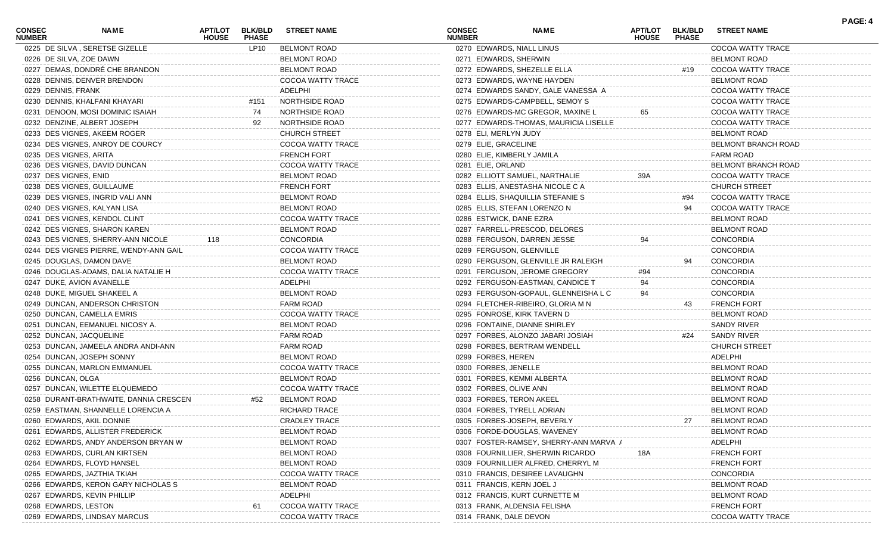| CONSEC NUMBER | NAME | APT/LOT HOUSE | BLK/BLD PHASE | STREET NAME |
|---|---|---|---|---|
| 0225 | DE SILVA , SERETSE GIZELLE | | LP10 | BELMONT ROAD |
| 0226 | DE SILVA, ZOE DAWN | | | BELMONT ROAD |
| 0227 | DEMAS, DONDRÉ CHE BRANDON | | | BELMONT ROAD |
| 0228 | DENNIS, DENVER BRENDON | | | COCOA WATTY TRACE |
| 0229 | DENNIS, FRANK | | | ADELPHI |
| 0230 | DENNIS, KHALFANI KHAYARI | | #151 | NORTHSIDE ROAD |
| 0231 | DENOON, MOSI DOMINIC ISAIAH | | 74 | NORTHSIDE ROAD |
| 0232 | DENZINE, ALBERT JOSEPH | | 92 | NORTHSIDE ROAD |
| 0233 | DES VIGNES, AKEEM ROGER | | | CHURCH STREET |
| 0234 | DES VIGNES, ANROY DE COURCY | | | COCOA WATTY TRACE |
| 0235 | DES VIGNES, ARITA | | | FRENCH FORT |
| 0236 | DES VIGNES, DAVID DUNCAN | | | COCOA WATTY TRACE |
| 0237 | DES VIGNES, ENID | | | BELMONT ROAD |
| 0238 | DES VIGNES, GUILLAUME | | | FRENCH FORT |
| 0239 | DES VIGNES, INGRID VALI ANN | | | BELMONT ROAD |
| 0240 | DES VIGNES, KALYAN LISA | | | BELMONT ROAD |
| 0241 | DES VIGNES, KENDOL CLINT | | | COCOA WATTY TRACE |
| 0242 | DES VIGNES, SHARON KAREN | | | BELMONT ROAD |
| 0243 | DES VIGNES, SHERRY-ANN NICOLE | 118 | | CONCORDIA |
| 0244 | DES VIGNES PIERRE, WENDY-ANN GAIL | | | COCOA WATTY TRACE |
| 0245 | DOUGLAS, DAMON DAVE | | | BELMONT ROAD |
| 0246 | DOUGLAS-ADAMS, DALIA NATALIE H | | | COCOA WATTY TRACE |
| 0247 | DUKE, AVION AVANELLE | | | ADELPHI |
| 0248 | DUKE, MIGUEL SHAKEEL A | | | BELMONT ROAD |
| 0249 | DUNCAN, ANDERSON CHRISTON | | | FARM ROAD |
| 0250 | DUNCAN, CAMELLA EMRIS | | | COCOA WATTY TRACE |
| 0251 | DUNCAN, EEMANUEL NICOSY A. | | | BELMONT ROAD |
| 0252 | DUNCAN, JACQUELINE | | | FARM ROAD |
| 0253 | DUNCAN, JAMEELA ANDRA ANDI-ANN | | | FARM ROAD |
| 0254 | DUNCAN, JOSEPH SONNY | | | BELMONT ROAD |
| 0255 | DUNCAN, MARLON EMMANUEL | | | COCOA WATTY TRACE |
| 0256 | DUNCAN, OLGA | | | BELMONT ROAD |
| 0257 | DUNCAN, WILETTE ELQUEMEDO | | | COCOA WATTY TRACE |
| 0258 | DURANT-BRATHWAITE, DANNIA CRESCEN | | #52 | BELMONT ROAD |
| 0259 | EASTMAN, SHANNELLE LORENCIA A | | | RICHARD TRACE |
| 0260 | EDWARDS, AKIL DONNIE | | | CRADLEY TRACE |
| 0261 | EDWARDS, ALLISTER FREDERICK | | | BELMONT ROAD |
| 0262 | EDWARDS, ANDY ANDERSON BRYAN W | | | BELMONT ROAD |
| 0263 | EDWARDS, CURLAN KIRTSEN | | | BELMONT ROAD |
| 0264 | EDWARDS, FLOYD HANSEL | | | BELMONT ROAD |
| 0265 | EDWARDS, JAZTHIA TKIAH | | | COCOA WATTY TRACE |
| 0266 | EDWARDS, KERON GARY NICHOLAS S | | | BELMONT ROAD |
| 0267 | EDWARDS, KEVIN PHILLIP | | | ADELPHI |
| 0268 | EDWARDS, LESTON | | 61 | COCOA WATTY TRACE |
| 0269 | EDWARDS, LINDSAY MARCUS | | | COCOA WATTY TRACE |
| 0270 | EDWARDS, NIALL LINUS | | | COCOA WATTY TRACE |
| 0271 | EDWARDS, SHERWIN | | | BELMONT ROAD |
| 0272 | EDWARDS, SHEZELLE ELLA | | #19 | COCOA WATTY TRACE |
| 0273 | EDWARDS, WAYNE HAYDEN | | | BELMONT ROAD |
| 0274 | EDWARDS SANDY, GALE VANESSA A | | | COCOA WATTY TRACE |
| 0275 | EDWARDS-CAMPBELL, SEMOY S | | | COCOA WATTY TRACE |
| 0276 | EDWARDS-MC GREGOR, MAXINE L | 65 | | COCOA WATTY TRACE |
| 0277 | EDWARDS-THOMAS, MAURICIA LISELLE | | | COCOA WATTY TRACE |
| 0278 | ELI, MERLYN JUDY | | | BELMONT ROAD |
| 0279 | ELIE, GRACELINE | | | BELMONT BRANCH ROAD |
| 0280 | ELIE, KIMBERLY JAMILA | | | FARM ROAD |
| 0281 | ELIE, ORLAND | | | BELMONT BRANCH ROAD |
| 0282 | ELLIOTT SAMUEL, NARTHALIE | 39A | | COCOA WATTY TRACE |
| 0283 | ELLIS, ANESTASHA NICOLE C A | | | CHURCH STREET |
| 0284 | ELLIS, SHAQUILLIA STEFANIE S | | #94 | COCOA WATTY TRACE |
| 0285 | ELLIS, STEFAN LORENZO N | | 94 | COCOA WATTY TRACE |
| 0286 | ESTWICK, DANE EZRA | | | BELMONT ROAD |
| 0287 | FARRELL-PRESCOD, DELORES | | | BELMONT ROAD |
| 0288 | FERGUSON, DARREN JESSE | 94 | | CONCORDIA |
| 0289 | FERGUSON, GLENVILLE | | | CONCORDIA |
| 0290 | FERGUSON, GLENVILLE JR RALEIGH | | 94 | CONCORDIA |
| 0291 | FERGUSON, JEROME GREGORY | #94 | | CONCORDIA |
| 0292 | FERGUSON-EASTMAN, CANDICE T | 94 | | CONCORDIA |
| 0293 | FERGUSON-GOPAUL, GLENNEISHA L C | 94 | | CONCORDIA |
| 0294 | FLETCHER-RIBEIRO, GLORIA M N | | 43 | FRENCH FORT |
| 0295 | FONROSE, KIRK TAVERN D | | | BELMONT ROAD |
| 0296 | FONTAINE, DIANNE SHIRLEY | | | SANDY RIVER |
| 0297 | FORBES, ALONZO JABARI JOSIAH | | #24 | SANDY RIVER |
| 0298 | FORBES, BERTRAM WENDELL | | | CHURCH STREET |
| 0299 | FORBES, HEREN | | | ADELPHI |
| 0300 | FORBES, JENELLE | | | BELMONT ROAD |
| 0301 | FORBES, KEMMI ALBERTA | | | BELMONT ROAD |
| 0302 | FORBES, OLIVE ANN | | | BELMONT ROAD |
| 0303 | FORBES, TERON AKEEL | | | BELMONT ROAD |
| 0304 | FORBES, TYRELL ADRIAN | | | BELMONT ROAD |
| 0305 | FORBES-JOSEPH, BEVERLY | | 27 | BELMONT ROAD |
| 0306 | FORDE-DOUGLAS, WAVENEY | | | BELMONT ROAD |
| 0307 | FOSTER-RAMSEY, SHERRY-ANN MARVA / | | | ADELPHI |
| 0308 | FOURNILLIER, SHERWIN RICARDO | 18A | | FRENCH FORT |
| 0309 | FOURNILLIER ALFRED, CHERRYL M | | | FRENCH FORT |
| 0310 | FRANCIS, DESIREE LAVAUGHN | | | CONCORDIA |
| 0311 | FRANCIS, KERN JOEL J | | | BELMONT ROAD |
| 0312 | FRANCIS, KURT CURNETTE M | | | BELMONT ROAD |
| 0313 | FRANK, ALDENSIA FELISHA | | | FRENCH FORT |
| 0314 | FRANK, DALE DEVON | | | COCOA WATTY TRACE |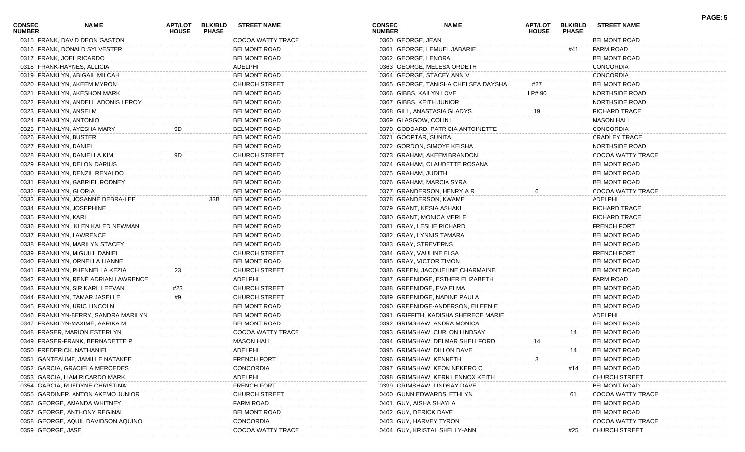| CONSEC NUMBER | NAME | APT/LOT HOUSE | BLK/BLD PHASE | STREET NAME |
|---|---|---|---|---|
| 0315 | FRANK, DAVID DEON GASTON | | | COCOA WATTY TRACE |
| 0316 | FRANK, DONALD SYLVESTER | | | BELMONT ROAD |
| 0317 | FRANK, JOEL RICARDO | | | BELMONT ROAD |
| 0318 | FRANK-HAYNES, ALLICIA | | | ADELPHI |
| 0319 | FRANKLYN, ABIGAIL MILCAH | | | BELMONT ROAD |
| 0320 | FRANKLYN, AKEEM MYRON | | | CHURCH STREET |
| 0321 | FRANKLYN, AKESHON MARK | | | BELMONT ROAD |
| 0322 | FRANKLYN, ANDELL ADONIS LEROY | | | BELMONT ROAD |
| 0323 | FRANKLYN, ANSELM | | | BELMONT ROAD |
| 0324 | FRANKLYN, ANTONIO | | | BELMONT ROAD |
| 0325 | FRANKLYN, AYESHA MARY | 9D | | BELMONT ROAD |
| 0326 | FRANKLYN, BUSTER | | | BELMONT ROAD |
| 0327 | FRANKLYN, DANIEL | | | BELMONT ROAD |
| 0328 | FRANKLYN, DANIELLA KIM | 9D | | CHURCH STREET |
| 0329 | FRANKLYN, DELON DARIUS | | | BELMONT ROAD |
| 0330 | FRANKLYN, DENZIL RENALDO | | | BELMONT ROAD |
| 0331 | FRANKLYN, GABRIEL RODNEY | | | BELMONT ROAD |
| 0332 | FRANKLYN, GLORIA | | | BELMONT ROAD |
| 0333 | FRANKLYN, JOSANNE DEBRA-LEE | | 33B | BELMONT ROAD |
| 0334 | FRANKLYN, JOSEPHINE | | | BELMONT ROAD |
| 0335 | FRANKLYN, KARL | | | BELMONT ROAD |
| 0336 | FRANKLYN , KLEN KALED NEWMAN | | | BELMONT ROAD |
| 0337 | FRANKLYN, LAWRENCE | | | BELMONT ROAD |
| 0338 | FRANKLYN, MARILYN STACEY | | | BELMONT ROAD |
| 0339 | FRANKLYN, MIGUILL DANIEL | | | CHURCH STREET |
| 0340 | FRANKLYN, ORNELLA LIANNE | | | BELMONT ROAD |
| 0341 | FRANKLYN, PHENNELLA KEZIA | 23 | | CHURCH STREET |
| 0342 | FRANKLYN, RENÉ ADRIAN LAWRENCE | | | ADELPHI |
| 0343 | FRANKLYN, SIR KARL LEEVAN | #23 | | CHURCH STREET |
| 0344 | FRANKLYN, TAMAR JASELLE | #9 | | CHURCH STREET |
| 0345 | FRANKLYN, URIC LINCOLN | | | BELMONT ROAD |
| 0346 | FRANKLYN-BERRY, SANDRA MARILYN | | | BELMONT ROAD |
| 0347 | FRANKLYN-MAXIME, AARIKA M | | | BELMONT ROAD |
| 0348 | FRASER, MARION ESTERLYN | | | COCOA WATTY TRACE |
| 0349 | FRASER-FRANK, BERNADETTE P | | | MASON HALL |
| 0350 | FREDERICK, NATHANIEL | | | ADELPHI |
| 0351 | GANTEAUME, JAMILLE NATAKEE | | | FRENCH FORT |
| 0352 | GARCIA, GRACIELA MERCEDES | | | CONCORDIA |
| 0353 | GARCIA, LIAM RICARDO MARK | | | ADELPHI |
| 0354 | GARCIA, RUEDYNE CHRISTINA | | | FRENCH FORT |
| 0355 | GARDINER, ANTON AKEMO JUNIOR | | | CHURCH STREET |
| 0356 | GEORGE, AMANDA WHITNEY | | | FARM ROAD |
| 0357 | GEORGE, ANTHONY REGINAL | | | BELMONT ROAD |
| 0358 | GEORGE, AQUIL DAVIDSON AQUINO | | | CONCORDIA |
| 0359 | GEORGE, JASE | | | COCOA WATTY TRACE |
| 0360 | GEORGE, JEAN | | | BELMONT ROAD |
| 0361 | GEORGE, LEMUEL JABARIE | | #41 | FARM ROAD |
| 0362 | GEORGE, LENORA | | | BELMONT ROAD |
| 0363 | GEORGE, MELESA ORDETH | | | CONCORDIA |
| 0364 | GEORGE, STACEY ANN V | | | CONCORDIA |
| 0365 | GEORGE, TANISHA CHELSEA DAYSHA | #27 | | BELMONT ROAD |
| 0366 | GIBBS, KAILYN LOVE | LP# 90 | | NORTHSIDE ROAD |
| 0367 | GIBBS, KEITH JUNIOR | | | NORTHSIDE ROAD |
| 0368 | GILL, ANASTASIA GLADYS | 19 | | RICHARD TRACE |
| 0369 | GLASGOW, COLIN I | | | MASON HALL |
| 0370 | GODDARD, PATRICIA ANTOINETTE | | | CONCORDIA |
| 0371 | GOOPTAR, SUNITA | | | CRADLEY TRACE |
| 0372 | GORDON, SIMOYE KEISHA | | | NORTHSIDE ROAD |
| 0373 | GRAHAM, AKEEM BRANDON | | | COCOA WATTY TRACE |
| 0374 | GRAHAM, CLAUDETTE ROSANA | | | BELMONT ROAD |
| 0375 | GRAHAM, JUDITH | | | BELMONT ROAD |
| 0376 | GRAHAM, MARCIA SYRA | | | BELMONT ROAD |
| 0377 | GRANDERSON, HENRY A R | 6 | | COCOA WATTY TRACE |
| 0378 | GRANDERSON, KWAME | | | ADELPHI |
| 0379 | GRANT, KESIA ASHAKI | | | RICHARD TRACE |
| 0380 | GRANT, MONICA MERLE | | | RICHARD TRACE |
| 0381 | GRAY, LESLIE RICHARD | | | FRENCH FORT |
| 0382 | GRAY, LYNNIS TAMARA | | | BELMONT ROAD |
| 0383 | GRAY, STREVERNS | | | BELMONT ROAD |
| 0384 | GRAY, VAULINE ELSA | | | FRENCH FORT |
| 0385 | GRAY, VICTOR TIMON | | | BELMONT ROAD |
| 0386 | GREEN, JACQUELINE CHARMAINE | | | BELMONT ROAD |
| 0387 | GREENIDGE, ESTHER ELIZABETH | | | FARM ROAD |
| 0388 | GREENIDGE, EVA ELMA | | | BELMONT ROAD |
| 0389 | GREENIDGE, NADINE PAULA | | | BELMONT ROAD |
| 0390 | GREENIDGE-ANDERSON, EILEEN E | | | BELMONT ROAD |
| 0391 | GRIFFITH, KADISHA SHERECE MARIE | | | ADELPHI |
| 0392 | GRIMSHAW, ANDRA MONICA | | | BELMONT ROAD |
| 0393 | GRIMSHAW, CURLON LINDSAY | | 14 | BELMONT ROAD |
| 0394 | GRIMSHAW, DELMAR SHELLFORD | 14 | | BELMONT ROAD |
| 0395 | GRIMSHAW, DILLON DAVE | | 14 | BELMONT ROAD |
| 0396 | GRIMSHAW, KENNETH | 3 | | BELMONT ROAD |
| 0397 | GRIMSHAW, KEON NEKERO C | | #14 | BELMONT ROAD |
| 0398 | GRIMSHAW, KERN LENNOX KEITH | | | CHURCH STREET |
| 0399 | GRIMSHAW, LINDSAY DAVE | | | BELMONT ROAD |
| 0400 | GUNN EDWARDS, ETHLYN | | 61 | COCOA WATTY TRACE |
| 0401 | GUY, AISHA SHAYLA | | | BELMONT ROAD |
| 0402 | GUY, DERICK DAVE | | | BELMONT ROAD |
| 0403 | GUY, HARVEY TYRON | | | COCOA WATTY TRACE |
| 0404 | GUY, KRISTAL SHELLY-ANN | | #25 | CHURCH STREET |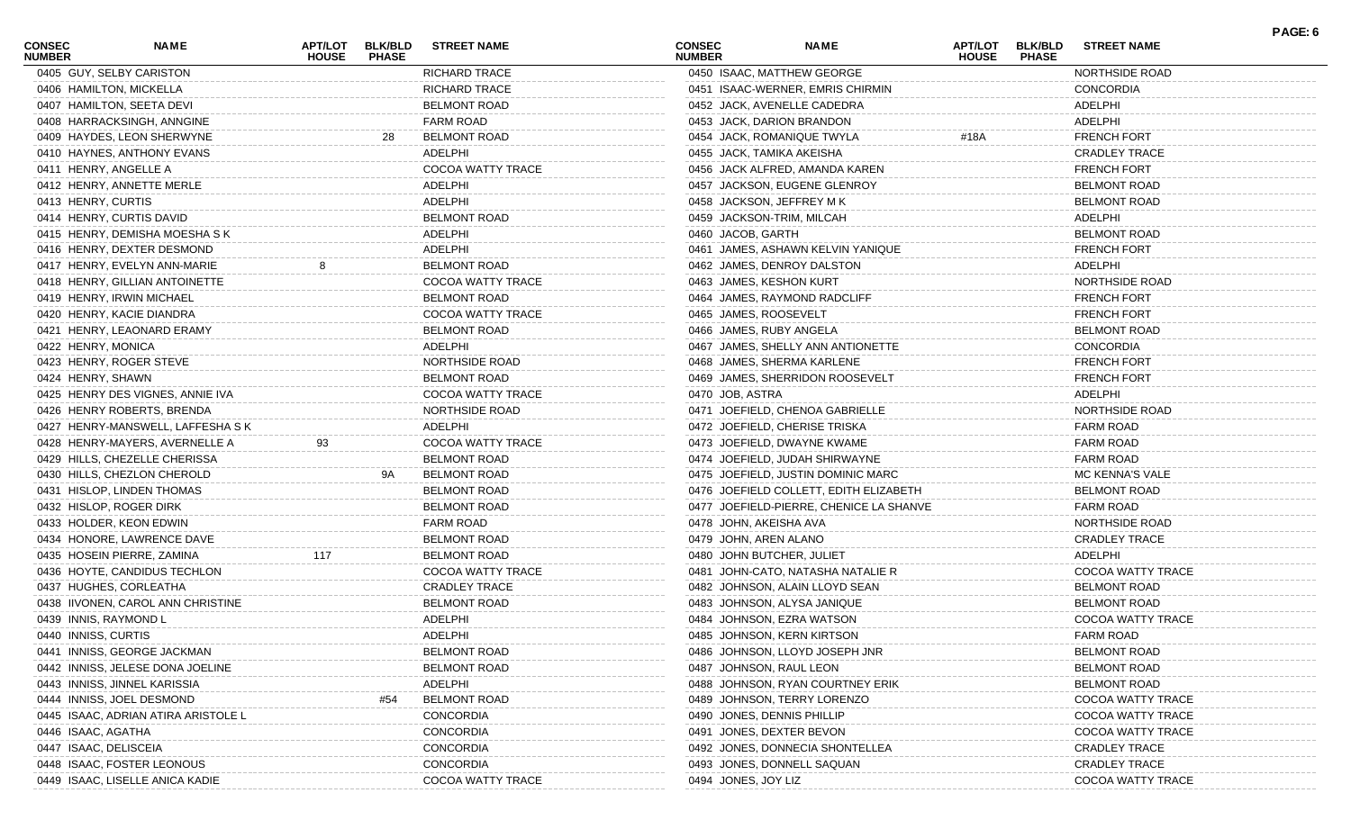| CONSEC NUMBER | NAME | APT/LOT HOUSE | BLK/BLD PHASE | STREET NAME |
|---|---|---|---|---|
| 0405 | GUY, SELBY CARISTON | | | RICHARD TRACE |
| 0406 | HAMILTON, MICKELLA | | | RICHARD TRACE |
| 0407 | HAMILTON, SEETA DEVI | | | BELMONT ROAD |
| 0408 | HARRACKSINGH, ANNGINE | | | FARM ROAD |
| 0409 | HAYDES, LEON SHERWYNE | | 28 | BELMONT ROAD |
| 0410 | HAYNES, ANTHONY EVANS | | | ADELPHI |
| 0411 | HENRY, ANGELLE A | | | COCOA WATTY TRACE |
| 0412 | HENRY, ANNETTE MERLE | | | ADELPHI |
| 0413 | HENRY, CURTIS | | | ADELPHI |
| 0414 | HENRY, CURTIS DAVID | | | BELMONT ROAD |
| 0415 | HENRY, DEMISHA MOESHA S K | | | ADELPHI |
| 0416 | HENRY, DEXTER DESMOND | | | ADELPHI |
| 0417 | HENRY, EVELYN ANN-MARIE | 8 | | BELMONT ROAD |
| 0418 | HENRY, GILLIAN ANTOINETTE | | | COCOA WATTY TRACE |
| 0419 | HENRY, IRWIN MICHAEL | | | BELMONT ROAD |
| 0420 | HENRY, KACIE DIANDRA | | | COCOA WATTY TRACE |
| 0421 | HENRY, LEAONARD ERAMY | | | BELMONT ROAD |
| 0422 | HENRY, MONICA | | | ADELPHI |
| 0423 | HENRY, ROGER STEVE | | | NORTHSIDE ROAD |
| 0424 | HENRY, SHAWN | | | BELMONT ROAD |
| 0425 | HENRY DES VIGNES, ANNIE IVA | | | COCOA WATTY TRACE |
| 0426 | HENRY ROBERTS, BRENDA | | | NORTHSIDE ROAD |
| 0427 | HENRY-MANSWELL, LAFFESHA S K | | | ADELPHI |
| 0428 | HENRY-MAYERS, AVERNELLE A | 93 | | COCOA WATTY TRACE |
| 0429 | HILLS, CHEZELLE CHERISSA | | | BELMONT ROAD |
| 0430 | HILLS, CHEZLON CHEROLD | | 9A | BELMONT ROAD |
| 0431 | HISLOP, LINDEN THOMAS | | | BELMONT ROAD |
| 0432 | HISLOP, ROGER DIRK | | | BELMONT ROAD |
| 0433 | HOLDER, KEON EDWIN | | | FARM ROAD |
| 0434 | HONORE, LAWRENCE DAVE | | | BELMONT ROAD |
| 0435 | HOSEIN PIERRE, ZAMINA | 117 | | BELMONT ROAD |
| 0436 | HOYTE, CANDIDUS TECHLON | | | COCOA WATTY TRACE |
| 0437 | HUGHES, CORLEATHA | | | CRADLEY TRACE |
| 0438 | IIVONEN, CAROL ANN CHRISTINE | | | BELMONT ROAD |
| 0439 | INNIS, RAYMOND L | | | ADELPHI |
| 0440 | INNISS, CURTIS | | | ADELPHI |
| 0441 | INNISS, GEORGE JACKMAN | | | BELMONT ROAD |
| 0442 | INNISS, JELESE DONA JOELINE | | | BELMONT ROAD |
| 0443 | INNISS, JINNEL KARISSIA | | | ADELPHI |
| 0444 | INNISS, JOEL DESMOND | | #54 | BELMONT ROAD |
| 0445 | ISAAC, ADRIAN ATIRA ARISTOLE L | | | CONCORDIA |
| 0446 | ISAAC, AGATHA | | | CONCORDIA |
| 0447 | ISAAC, DELISCEIA | | | CONCORDIA |
| 0448 | ISAAC, FOSTER LEONOUS | | | CONCORDIA |
| 0449 | ISAAC, LISELLE ANICA KADIE | | | COCOA WATTY TRACE |
| 0450 | ISAAC, MATTHEW GEORGE | | | NORTHSIDE ROAD |
| 0451 | ISAAC-WERNER, EMRIS CHIRMIN | | | CONCORDIA |
| 0452 | JACK, AVENELLE CADEDRA | | | ADELPHI |
| 0453 | JACK, DARION BRANDON | | | ADELPHI |
| 0454 | JACK, ROMANIQUE TWYLA | #18A | | FRENCH FORT |
| 0455 | JACK, TAMIKA AKEISHA | | | CRADLEY TRACE |
| 0456 | JACK ALFRED, AMANDA KAREN | | | FRENCH FORT |
| 0457 | JACKSON, EUGENE GLENROY | | | BELMONT ROAD |
| 0458 | JACKSON, JEFFREY M K | | | BELMONT ROAD |
| 0459 | JACKSON-TRIM, MILCAH | | | ADELPHI |
| 0460 | JACOB, GARTH | | | BELMONT ROAD |
| 0461 | JAMES, ASHAWN KELVIN YANIQUE | | | FRENCH FORT |
| 0462 | JAMES, DENROY DALSTON | | | ADELPHI |
| 0463 | JAMES, KESHON KURT | | | NORTHSIDE ROAD |
| 0464 | JAMES, RAYMOND RADCLIFF | | | FRENCH FORT |
| 0465 | JAMES, ROOSEVELT | | | FRENCH FORT |
| 0466 | JAMES, RUBY ANGELA | | | BELMONT ROAD |
| 0467 | JAMES, SHELLY ANN ANTIONETTE | | | CONCORDIA |
| 0468 | JAMES, SHERMA KARLENE | | | FRENCH FORT |
| 0469 | JAMES, SHERRIDON ROOSEVELT | | | FRENCH FORT |
| 0470 | JOB, ASTRA | | | ADELPHI |
| 0471 | JOEFIELD, CHENOA GABRIELLE | | | NORTHSIDE ROAD |
| 0472 | JOEFIELD, CHERISE TRISKA | | | FARM ROAD |
| 0473 | JOEFIELD, DWAYNE KWAME | | | FARM ROAD |
| 0474 | JOEFIELD, JUDAH SHIRWAYNE | | | FARM ROAD |
| 0475 | JOEFIELD, JUSTIN DOMINIC MARC | | | MC KENNA'S VALE |
| 0476 | JOEFIELD COLLETT, EDITH ELIZABETH | | | BELMONT ROAD |
| 0477 | JOEFIELD-PIERRE, CHENICE LA SHANVE | | | FARM ROAD |
| 0478 | JOHN, AKEISHA AVA | | | NORTHSIDE ROAD |
| 0479 | JOHN, AREN ALANO | | | CRADLEY TRACE |
| 0480 | JOHN BUTCHER, JULIET | | | ADELPHI |
| 0481 | JOHN-CATO, NATASHA NATALIE R | | | COCOA WATTY TRACE |
| 0482 | JOHNSON, ALAIN LLOYD SEAN | | | BELMONT ROAD |
| 0483 | JOHNSON, ALYSA JANIQUE | | | BELMONT ROAD |
| 0484 | JOHNSON, EZRA WATSON | | | COCOA WATTY TRACE |
| 0485 | JOHNSON, KERN KIRTSON | | | FARM ROAD |
| 0486 | JOHNSON, LLOYD JOSEPH JNR | | | BELMONT ROAD |
| 0487 | JOHNSON, RAUL LEON | | | BELMONT ROAD |
| 0488 | JOHNSON, RYAN COURTNEY ERIK | | | BELMONT ROAD |
| 0489 | JOHNSON, TERRY LORENZO | | | COCOA WATTY TRACE |
| 0490 | JONES, DENNIS PHILLIP | | | COCOA WATTY TRACE |
| 0491 | JONES, DEXTER BEVON | | | COCOA WATTY TRACE |
| 0492 | JONES, DONNECIA SHONTELLEA | | | CRADLEY TRACE |
| 0493 | JONES, DONNELL SAQUAN | | | CRADLEY TRACE |
| 0494 | JONES, JOY LIZ | | | COCOA WATTY TRACE |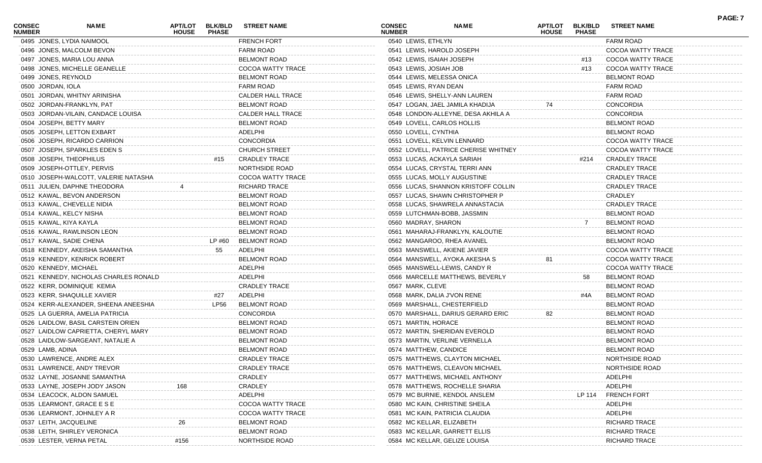| CONSEC NUMBER | NAME | APT/LOT HOUSE | BLK/BLD PHASE | STREET NAME |
|---|---|---|---|---|
| 0495 | JONES, LYDIA NAIMOOL | | | FRENCH FORT |
| 0496 | JONES, MALCOLM BEVON | | | FARM ROAD |
| 0497 | JONES, MARIA LOU ANNA | | | BELMONT ROAD |
| 0498 | JONES, MICHELLE GEANELLE | | | COCOA WATTY TRACE |
| 0499 | JONES, REYNOLD | | | BELMONT ROAD |
| 0500 | JORDAN, IOLA | | | FARM ROAD |
| 0501 | JORDAN, WHITNY ARINISHA | | | CALDER HALL TRACE |
| 0502 | JORDAN-FRANKLYN, PAT | | | BELMONT ROAD |
| 0503 | JORDAN-VILAIN, CANDACE LOUISA | | | CALDER HALL TRACE |
| 0504 | JOSEPH, BETTY MARY | | | BELMONT ROAD |
| 0505 | JOSEPH, LETTON EXBART | | | ADELPHI |
| 0506 | JOSEPH, RICARDO CARRION | | | CONCORDIA |
| 0507 | JOSEPH, SPARKLES EDEN S | | | CHURCH STREET |
| 0508 | JOSEPH, THEOPHILUS | | #15 | CRADLEY TRACE |
| 0509 | JOSEPH-OTTLEY, PERVIS | | | NORTHSIDE ROAD |
| 0510 | JOSEPH-WALCOTT, VALERIE NATASHA | | | COCOA WATTY TRACE |
| 0511 | JULIEN, DAPHNE THEODORA | 4 | | RICHARD TRACE |
| 0512 | KAWAL, BEVON ANDERSON | | | BELMONT ROAD |
| 0513 | KAWAL, CHEVELLE NIDIA | | | BELMONT ROAD |
| 0514 | KAWAL, KELCY NISHA | | | BELMONT ROAD |
| 0515 | KAWAL, KIYA KAYLA | | | BELMONT ROAD |
| 0516 | KAWAL, RAWLINSON LEON | | | BELMONT ROAD |
| 0517 | KAWAL, SADIE CHENA | | LP #60 | BELMONT ROAD |
| 0518 | KENNEDY, AKEISHA SAMANTHA | | 55 | ADELPHI |
| 0519 | KENNEDY, KENRICK ROBERT | | | BELMONT ROAD |
| 0520 | KENNEDY, MICHAEL | | | ADELPHI |
| 0521 | KENNEDY, NICHOLAS CHARLES RONALD | | | ADELPHI |
| 0522 | KERR, DOMINIQUE KEMIA | | | CRADLEY TRACE |
| 0523 | KERR, SHAQUILLE XAVIER | | #27 | ADELPHI |
| 0524 | KERR-ALEXANDER, SHEENA ANEESHIA | | LP56 | BELMONT ROAD |
| 0525 | LA GUERRA, AMELIA PATRICIA | | | CONCORDIA |
| 0526 | LAIDLOW, BASIL CARSTEIN ORIEN | | | BELMONT ROAD |
| 0527 | LAIDLOW CAPRIETTA, CHERYL MARY | | | BELMONT ROAD |
| 0528 | LAIDLOW-SARGEANT, NATALIE A | | | BELMONT ROAD |
| 0529 | LAMB, ADINA | | | BELMONT ROAD |
| 0530 | LAWRENCE, ANDRE ALEX | | | CRADLEY TRACE |
| 0531 | LAWRENCE, ANDY TREVOR | | | CRADLEY TRACE |
| 0532 | LAYNE, JOSANNE SAMANTHA | | | CRADLEY |
| 0533 | LAYNE, JOSEPH JODY JASON | 168 | | CRADLEY |
| 0534 | LEACOCK, ALDON SAMUEL | | | ADELPHI |
| 0535 | LEARMONT, GRACE E S E | | | COCOA WATTY TRACE |
| 0536 | LEARMONT, JOHNLEY A R | | | COCOA WATTY TRACE |
| 0537 | LEITH, JACQUELINE | 26 | | BELMONT ROAD |
| 0538 | LEITH, SHIRLEY VERONICA | | | BELMONT ROAD |
| 0539 | LESTER, VERNA PETAL | #156 | | NORTHSIDE ROAD |
| 0540 | LEWIS, ETHLYN | | | FARM ROAD |
| 0541 | LEWIS, HAROLD JOSEPH | | | COCOA WATTY TRACE |
| 0542 | LEWIS, ISAIAH JOSEPH | | #13 | COCOA WATTY TRACE |
| 0543 | LEWIS, JOSIAH JOB | | #13 | COCOA WATTY TRACE |
| 0544 | LEWIS, MELESSA ONICA | | | BELMONT ROAD |
| 0545 | LEWIS, RYAN DEAN | | | FARM ROAD |
| 0546 | LEWIS, SHELLY-ANN LAUREN | | | FARM ROAD |
| 0547 | LOGAN, JAEL JAMILA KHADIJA | 74 | | CONCORDIA |
| 0548 | LONDON-ALLEYNE, DESA AKHILA A | | | CONCORDIA |
| 0549 | LOVELL, CARLOS HOLLIS | | | BELMONT ROAD |
| 0550 | LOVELL, CYNTHIA | | | BELMONT ROAD |
| 0551 | LOVELL, KELVIN LENNARD | | | COCOA WATTY TRACE |
| 0552 | LOVELL, PATRICE CHERISE WHITNEY | | | COCOA WATTY TRACE |
| 0553 | LUCAS, ACKAYLA SARIAH | | #214 | CRADLEY TRACE |
| 0554 | LUCAS, CRYSTAL TERRI ANN | | | CRADLEY TRACE |
| 0555 | LUCAS, MOLLY AUGUSTINE | | | CRADLEY TRACE |
| 0556 | LUCAS, SHANNON KRISTOFF COLLIN | | | CRADLEY TRACE |
| 0557 | LUCAS, SHAWN CHRISTOPHER P | | | CRADLEY |
| 0558 | LUCAS, SHAWRELA ANNASTACIA | | | CRADLEY TRACE |
| 0559 | LUTCHMAN-BOBB, JASSMIN | | | BELMONT ROAD |
| 0560 | MADRAY, SHARON | | 7 | BELMONT ROAD |
| 0561 | MAHARAJ-FRANKLYN, KALOUTIE | | | BELMONT ROAD |
| 0562 | MANGAROO, RHEA AVANEL | | | BELMONT ROAD |
| 0563 | MANSWELL, AKIENE JAVIER | | | COCOA WATTY TRACE |
| 0564 | MANSWELL, AYOKA AKESHA S | 81 | | COCOA WATTY TRACE |
| 0565 | MANSWELL-LEWIS, CANDY R | | | COCOA WATTY TRACE |
| 0566 | MARCELLE MATTHEWS, BEVERLY | | 58 | BELMONT ROAD |
| 0567 | MARK, CLEVE | | | BELMONT ROAD |
| 0568 | MARK, DALIA J'VON RENE | | #4A | BELMONT ROAD |
| 0569 | MARSHALL, CHESTERFIELD | | | BELMONT ROAD |
| 0570 | MARSHALL, DARIUS GERARD ERIC | 82 | | BELMONT ROAD |
| 0571 | MARTIN, HORACE | | | BELMONT ROAD |
| 0572 | MARTIN, SHERIDAN EVEROLD | | | BELMONT ROAD |
| 0573 | MARTIN, VERLINE VERNELLA | | | BELMONT ROAD |
| 0574 | MATTHEW, CANDICE | | | BELMONT ROAD |
| 0575 | MATTHEWS, CLAYTON MICHAEL | | | NORTHSIDE ROAD |
| 0576 | MATTHEWS, CLEAVON MICHAEL | | | NORTHSIDE ROAD |
| 0577 | MATTHEWS, MICHAEL ANTHONY | | | ADELPHI |
| 0578 | MATTHEWS, ROCHELLE SHARIA | | | ADELPHI |
| 0579 | MC BURNIE, KENDOL ANSLEM | | LP 114 | FRENCH FORT |
| 0580 | MC KAIN, CHRISTINE SHEILA | | | ADELPHI |
| 0581 | MC KAIN, PATRICIA CLAUDIA | | | ADELPHI |
| 0582 | MC KELLAR, ELIZABETH | | | RICHARD TRACE |
| 0583 | MC KELLAR, GARRETT ELLIS | | | RICHARD TRACE |
| 0584 | MC KELLAR, GELIZE LOUISA | | | RICHARD TRACE |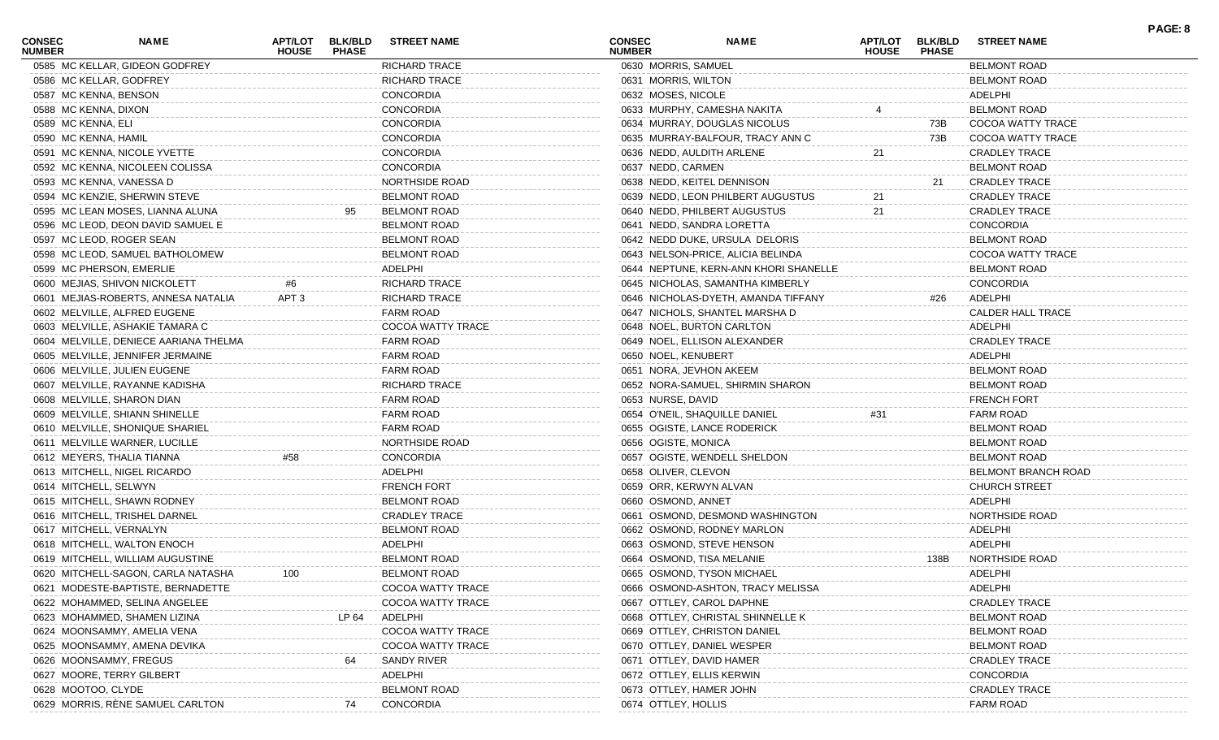| CONSEC NUMBER | NAME | APT/LOT HOUSE | BLK/BLD PHASE | STREET NAME |
|---|---|---|---|---|
| 0585 | MC KELLAR, GIDEON GODFREY | | | RICHARD TRACE |
| 0586 | MC KELLAR, GODFREY | | | RICHARD TRACE |
| 0587 | MC KENNA, BENSON | | | CONCORDIA |
| 0588 | MC KENNA, DIXON | | | CONCORDIA |
| 0589 | MC KENNA, ELI | | | CONCORDIA |
| 0590 | MC KENNA, HAMIL | | | CONCORDIA |
| 0591 | MC KENNA, NICOLE YVETTE | | | CONCORDIA |
| 0592 | MC KENNA, NICOLEEN COLISSA | | | CONCORDIA |
| 0593 | MC KENNA, VANESSA D | | | NORTHSIDE ROAD |
| 0594 | MC KENZIE, SHERWIN STEVE | | | BELMONT ROAD |
| 0595 | MC LEAN MOSES, LIANNA ALUNA | | 95 | BELMONT ROAD |
| 0596 | MC LEOD, DEON DAVID SAMUEL E | | | BELMONT ROAD |
| 0597 | MC LEOD, ROGER SEAN | | | BELMONT ROAD |
| 0598 | MC LEOD, SAMUEL BATHOLOMEW | | | BELMONT ROAD |
| 0599 | MC PHERSON, EMERLIE | | | ADELPHI |
| 0600 | MEJIAS, SHIVON NICKOLETT | #6 | | RICHARD TRACE |
| 0601 | MEJIAS-ROBERTS, ANNESA NATALIA | APT 3 | | RICHARD TRACE |
| 0602 | MELVILLE, ALFRED EUGENE | | | FARM ROAD |
| 0603 | MELVILLE, ASHAKIE TAMARA C | | | COCOA WATTY TRACE |
| 0604 | MELVILLE, DENIECE AARIANA THELMA | | | FARM ROAD |
| 0605 | MELVILLE, JENNIFER JERMAINE | | | FARM ROAD |
| 0606 | MELVILLE, JULIEN EUGENE | | | FARM ROAD |
| 0607 | MELVILLE, RAYANNE KADISHA | | | RICHARD TRACE |
| 0608 | MELVILLE, SHARON DIAN | | | FARM ROAD |
| 0609 | MELVILLE, SHIANN SHINELLE | | | FARM ROAD |
| 0610 | MELVILLE, SHONIQUE SHARIEL | | | FARM ROAD |
| 0611 | MELVILLE WARNER, LUCILLE | | | NORTHSIDE ROAD |
| 0612 | MEYERS, THALIA TIANNA | #58 | | CONCORDIA |
| 0613 | MITCHELL, NIGEL RICARDO | | | ADELPHI |
| 0614 | MITCHELL, SELWYN | | | FRENCH FORT |
| 0615 | MITCHELL, SHAWN RODNEY | | | BELMONT ROAD |
| 0616 | MITCHELL, TRISHEL DARNEL | | | CRADLEY TRACE |
| 0617 | MITCHELL, VERNALYN | | | BELMONT ROAD |
| 0618 | MITCHELL, WALTON ENOCH | | | ADELPHI |
| 0619 | MITCHELL, WILLIAM AUGUSTINE | | | BELMONT ROAD |
| 0620 | MITCHELL-SAGON, CARLA NATASHA | 100 | | BELMONT ROAD |
| 0621 | MODESTE-BAPTISTE, BERNADETTE | | | COCOA WATTY TRACE |
| 0622 | MOHAMMED, SELINA ANGELEE | | | COCOA WATTY TRACE |
| 0623 | MOHAMMED, SHAMEN LIZINA | | LP 64 | ADELPHI |
| 0624 | MOONSAMMY, AMELIA VENA | | | COCOA WATTY TRACE |
| 0625 | MOONSAMMY, AMENA DEVIKA | | | COCOA WATTY TRACE |
| 0626 | MOONSAMMY, FREGUS | | 64 | SANDY RIVER |
| 0627 | MOORE, TERRY GILBERT | | | ADELPHI |
| 0628 | MOOTOO, CLYDE | | | BELMONT ROAD |
| 0629 | MORRIS, RÈNE SAMUEL CARLTON | | 74 | CONCORDIA |
| 0630 | MORRIS, SAMUEL | | | BELMONT ROAD |
| 0631 | MORRIS, WILTON | | | BELMONT ROAD |
| 0632 | MOSES, NICOLE | | | ADELPHI |
| 0633 | MURPHY, CAMESHA NAKITA | 4 | | BELMONT ROAD |
| 0634 | MURRAY, DOUGLAS NICOLUS | | 73B | COCOA WATTY TRACE |
| 0635 | MURRAY-BALFOUR, TRACY ANN C | | 73B | COCOA WATTY TRACE |
| 0636 | NEDD, AULDITH ARLENE | 21 | | CRADLEY TRACE |
| 0637 | NEDD, CARMEN | | | BELMONT ROAD |
| 0638 | NEDD, KEITEL DENNISON | | 21 | CRADLEY TRACE |
| 0639 | NEDD, LEON PHILBERT AUGUSTUS | 21 | | CRADLEY TRACE |
| 0640 | NEDD, PHILBERT AUGUSTUS | 21 | | CRADLEY TRACE |
| 0641 | NEDD, SANDRA LORETTA | | | CONCORDIA |
| 0642 | NEDD DUKE, URSULA DELORIS | | | BELMONT ROAD |
| 0643 | NELSON-PRICE, ALICIA BELINDA | | | COCOA WATTY TRACE |
| 0644 | NEPTUNE, KERN-ANN KHORI SHANELLE | | | BELMONT ROAD |
| 0645 | NICHOLAS, SAMANTHA KIMBERLY | | | CONCORDIA |
| 0646 | NICHOLAS-DYETH, AMANDA TIFFANY | | #26 | ADELPHI |
| 0647 | NICHOLS, SHANTEL MARSHA D | | | CALDER HALL TRACE |
| 0648 | NOEL, BURTON CARLTON | | | ADELPHI |
| 0649 | NOEL, ELLISON ALEXANDER | | | CRADLEY TRACE |
| 0650 | NOEL, KENUBERT | | | ADELPHI |
| 0651 | NORA, JEVHON AKEEM | | | BELMONT ROAD |
| 0652 | NORA-SAMUEL, SHIRMIN SHARON | | | BELMONT ROAD |
| 0653 | NURSE, DAVID | | | FRENCH FORT |
| 0654 | O'NEIL, SHAQUILLE DANIEL | #31 | | FARM ROAD |
| 0655 | OGISTE, LANCE RODERICK | | | BELMONT ROAD |
| 0656 | OGISTE, MONICA | | | BELMONT ROAD |
| 0657 | OGISTE, WENDELL SHELDON | | | BELMONT ROAD |
| 0658 | OLIVER, CLEVON | | | BELMONT BRANCH ROAD |
| 0659 | ORR, KERWYN ALVAN | | | CHURCH STREET |
| 0660 | OSMOND, ANNET | | | ADELPHI |
| 0661 | OSMOND, DESMOND WASHINGTON | | | NORTHSIDE ROAD |
| 0662 | OSMOND, RODNEY MARLON | | | ADELPHI |
| 0663 | OSMOND, STEVE HENSON | | | ADELPHI |
| 0664 | OSMOND, TISA MELANIE | | 138B | NORTHSIDE ROAD |
| 0665 | OSMOND, TYSON MICHAEL | | | ADELPHI |
| 0666 | OSMOND-ASHTON, TRACY MELISSA | | | ADELPHI |
| 0667 | OTTLEY, CAROL DAPHNE | | | CRADLEY TRACE |
| 0668 | OTTLEY, CHRISTAL SHINNELLE K | | | BELMONT ROAD |
| 0669 | OTTLEY, CHRISTON DANIEL | | | BELMONT ROAD |
| 0670 | OTTLEY, DANIEL WESPER | | | BELMONT ROAD |
| 0671 | OTTLEY, DAVID HAMER | | | CRADLEY TRACE |
| 0672 | OTTLEY, ELLIS KERWIN | | | CONCORDIA |
| 0673 | OTTLEY, HAMER JOHN | | | CRADLEY TRACE |
| 0674 | OTTLEY, HOLLIS | | | FARM ROAD |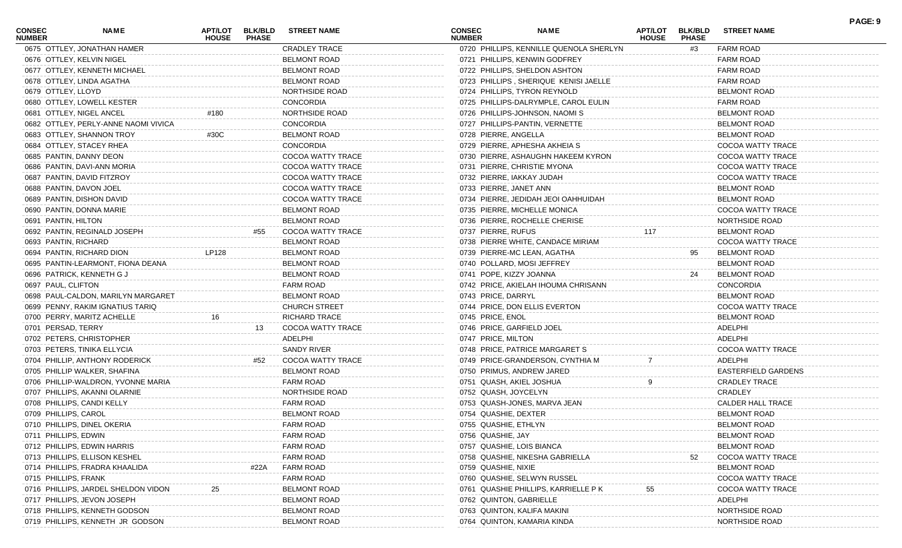| CONSEC NUMBER | NAME | APT/LOT HOUSE | BLK/BLD PHASE | STREET NAME |
|---|---|---|---|---|
| 0675 | OTTLEY, JONATHAN HAMER | | | CRADLEY TRACE |
| 0676 | OTTLEY, KELVIN NIGEL | | | BELMONT ROAD |
| 0677 | OTTLEY, KENNETH MICHAEL | | | BELMONT ROAD |
| 0678 | OTTLEY, LINDA AGATHA | | | BELMONT ROAD |
| 0679 | OTTLEY, LLOYD | | | NORTHSIDE ROAD |
| 0680 | OTTLEY, LOWELL KESTER | | | CONCORDIA |
| 0681 | OTTLEY, NIGEL ANCEL | #180 | | NORTHSIDE ROAD |
| 0682 | OTTLEY, PERLY-ANNE NAOMI VIVICA | | | CONCORDIA |
| 0683 | OTTLEY, SHANNON TROY | #30C | | BELMONT ROAD |
| 0684 | OTTLEY, STACEY RHEA | | | CONCORDIA |
| 0685 | PANTIN, DANNY DEON | | | COCOA WATTY TRACE |
| 0686 | PANTIN, DAVI-ANN MORIA | | | COCOA WATTY TRACE |
| 0687 | PANTIN, DAVID FITZROY | | | COCOA WATTY TRACE |
| 0688 | PANTIN, DAVON JOEL | | | COCOA WATTY TRACE |
| 0689 | PANTIN, DISHON DAVID | | | COCOA WATTY TRACE |
| 0690 | PANTIN, DONNA MARIE | | | BELMONT ROAD |
| 0691 | PANTIN, HILTON | | | BELMONT ROAD |
| 0692 | PANTIN, REGINALD JOSEPH | | #55 | COCOA WATTY TRACE |
| 0693 | PANTIN, RICHARD | | | BELMONT ROAD |
| 0694 | PANTIN, RICHARD DION | LP128 | | BELMONT ROAD |
| 0695 | PANTIN-LEARMONT, FIONA DEANA | | | BELMONT ROAD |
| 0696 | PATRICK, KENNETH G J | | | BELMONT ROAD |
| 0697 | PAUL, CLIFTON | | | FARM ROAD |
| 0698 | PAUL-CALDON, MARILYN MARGARET | | | BELMONT ROAD |
| 0699 | PENNY, RAKIM IGNATIUS TARIQ | | | CHURCH STREET |
| 0700 | PERRY, MARITZ ACHELLE | 16 | | RICHARD TRACE |
| 0701 | PERSAD, TERRY | | 13 | COCOA WATTY TRACE |
| 0702 | PETERS, CHRISTOPHER | | | ADELPHI |
| 0703 | PETERS, TINIKA ELLYCIA | | | SANDY RIVER |
| 0704 | PHILLIP, ANTHONY RODERICK | | #52 | COCOA WATTY TRACE |
| 0705 | PHILLIP WALKER, SHAFINA | | | BELMONT ROAD |
| 0706 | PHILLIP-WALDRON, YVONNE MARIA | | | FARM ROAD |
| 0707 | PHILLIPS, AKANNI OLARNIE | | | NORTHSIDE ROAD |
| 0708 | PHILLIPS, CANDI KELLY | | | FARM ROAD |
| 0709 | PHILLIPS, CAROL | | | BELMONT ROAD |
| 0710 | PHILLIPS, DINEL OKERIA | | | FARM ROAD |
| 0711 | PHILLIPS, EDWIN | | | FARM ROAD |
| 0712 | PHILLIPS, EDWIN HARRIS | | | FARM ROAD |
| 0713 | PHILLIPS, ELLISON KESHEL | | | FARM ROAD |
| 0714 | PHILLIPS, FRADRA KHAALIDA | | #22A | FARM ROAD |
| 0715 | PHILLIPS, FRANK | | | FARM ROAD |
| 0716 | PHILLIPS, JARDEL SHELDON VIDON | 25 | | BELMONT ROAD |
| 0717 | PHILLIPS, JEVON JOSEPH | | | BELMONT ROAD |
| 0718 | PHILLIPS, KENNETH GODSON | | | BELMONT ROAD |
| 0719 | PHILLIPS, KENNETH JR GODSON | | | BELMONT ROAD |
| 0720 | PHILLIPS, KENNILLE QUENOLA SHERLYN | | #3 | FARM ROAD |
| 0721 | PHILLIPS, KENWIN GODFREY | | | FARM ROAD |
| 0722 | PHILLIPS, SHELDON ASHTON | | | FARM ROAD |
| 0723 | PHILLIPS , SHERIQUE KENISI JAELLE | | | FARM ROAD |
| 0724 | PHILLIPS, TYRON REYNOLD | | | BELMONT ROAD |
| 0725 | PHILLIPS-DALRYMPLE, CAROL EULIN | | | FARM ROAD |
| 0726 | PHILLIPS-JOHNSON, NAOMI S | | | BELMONT ROAD |
| 0727 | PHILLIPS-PANTIN, VERNETTE | | | BELMONT ROAD |
| 0728 | PIERRE, ANGELLA | | | BELMONT ROAD |
| 0729 | PIERRE, APHESHA AKHEIA S | | | COCOA WATTY TRACE |
| 0730 | PIERRE, ASHAUGHN HAKEEM KYRON | | | COCOA WATTY TRACE |
| 0731 | PIERRE, CHRISTIE MYONA | | | COCOA WATTY TRACE |
| 0732 | PIERRE, IAKKAY JUDAH | | | COCOA WATTY TRACE |
| 0733 | PIERRE, JANET ANN | | | BELMONT ROAD |
| 0734 | PIERRE, JEDIDAH JEOI OAHHUIDAH | | | BELMONT ROAD |
| 0735 | PIERRE, MICHELLE MONICA | | | COCOA WATTY TRACE |
| 0736 | PIERRE, ROCHELLE CHERISE | | | NORTHSIDE ROAD |
| 0737 | PIERRE, RUFUS | 117 | | BELMONT ROAD |
| 0738 | PIERRE WHITE, CANDACE MIRIAM | | | COCOA WATTY TRACE |
| 0739 | PIERRE-MC LEAN, AGATHA | | 95 | BELMONT ROAD |
| 0740 | POLLARD, MOSI JEFFREY | | | BELMONT ROAD |
| 0741 | POPE, KIZZY JOANNA | | 24 | BELMONT ROAD |
| 0742 | PRICE, AKIELAH IHOUMA CHRISANN | | | CONCORDIA |
| 0743 | PRICE, DARRYL | | | BELMONT ROAD |
| 0744 | PRICE, DON ELLIS EVERTON | | | COCOA WATTY TRACE |
| 0745 | PRICE, ENOL | | | BELMONT ROAD |
| 0746 | PRICE, GARFIELD JOEL | | | ADELPHI |
| 0747 | PRICE, MILTON | | | ADELPHI |
| 0748 | PRICE, PATRICE MARGARET S | | | COCOA WATTY TRACE |
| 0749 | PRICE-GRANDERSON, CYNTHIA M | 7 | | ADELPHI |
| 0750 | PRIMUS, ANDREW JARED | | | EASTERFIELD GARDENS |
| 0751 | QUASH, AKIEL JOSHUA | 9 | | CRADLEY TRACE |
| 0752 | QUASH, JOYCELYN | | | CRADLEY |
| 0753 | QUASH-JONES, MARVA JEAN | | | CALDER HALL TRACE |
| 0754 | QUASHIE, DEXTER | | | BELMONT ROAD |
| 0755 | QUASHIE, ETHLYN | | | BELMONT ROAD |
| 0756 | QUASHIE, JAY | | | BELMONT ROAD |
| 0757 | QUASHIE, LOIS BIANCA | | | BELMONT ROAD |
| 0758 | QUASHIE, NIKESHA GABRIELLA | | 52 | COCOA WATTY TRACE |
| 0759 | QUASHIE, NIXIE | | | BELMONT ROAD |
| 0760 | QUASHIE, SELWYN RUSSEL | | | COCOA WATTY TRACE |
| 0761 | QUASHIE PHILLIPS, KARRIELLE P K | 55 | | COCOA WATTY TRACE |
| 0762 | QUINTON, GABRIELLE | | | ADELPHI |
| 0763 | QUINTON, KALIFA MAKINI | | | NORTHSIDE ROAD |
| 0764 | QUINTON, KAMARIA KINDA | | | NORTHSIDE ROAD |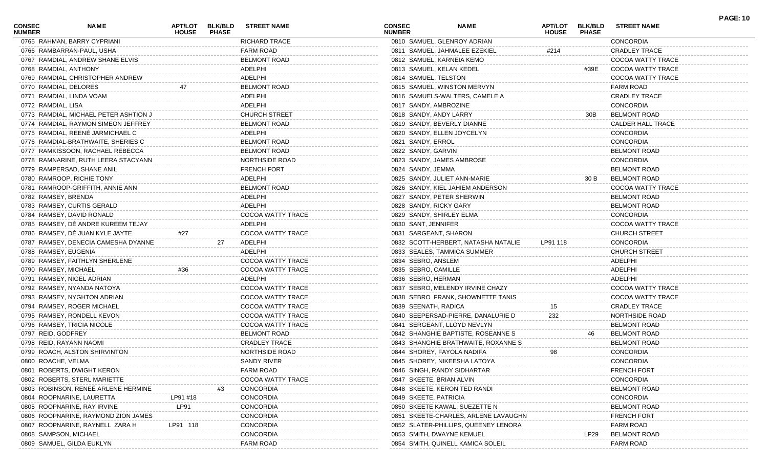| CONSEC NUMBER | NAME | APT/LOT HOUSE | BLK/BLD PHASE | STREET NAME |
|---|---|---|---|---|
| 0765 | RAHMAN, BARRY CYPRIANI | | | RICHARD TRACE |
| 0766 | RAMBARRAN-PAUL, USHA | | | FARM ROAD |
| 0767 | RAMDIAL, ANDREW SHANE ELVIS | | | BELMONT ROAD |
| 0768 | RAMDIAL, ANTHONY | | | ADELPHI |
| 0769 | RAMDIAL, CHRISTOPHER ANDREW | | | ADELPHI |
| 0770 | RAMDIAL, DELORES | 47 | | BELMONT ROAD |
| 0771 | RAMDIAL, LINDA VOAM | | | ADELPHI |
| 0772 | RAMDIAL, LISA | | | ADELPHI |
| 0773 | RAMDIAL, MICHAEL PETER ASHTION J | | | CHURCH STREET |
| 0774 | RAMDIAL, RAYMON SIMEON JEFFREY | | | BELMONT ROAD |
| 0775 | RAMDIAL, REENÉ JARMICHAEL C | | | ADELPHI |
| 0776 | RAMDIAL-BRATHWAITE, SHERIES C | | | BELMONT ROAD |
| 0777 | RAMKISSOON, RACHAEL REBECCA | | | BELMONT ROAD |
| 0778 | RAMNARINE, RUTH LEERA STACYANN | | | NORTHSIDE ROAD |
| 0779 | RAMPERSAD, SHANE ANIL | | | FRENCH FORT |
| 0780 | RAMROOP, RICHIE TONY | | | ADELPHI |
| 0781 | RAMROOP-GRIFFITH, ANNIE ANN | | | BELMONT ROAD |
| 0782 | RAMSEY, BRENDA | | | ADELPHI |
| 0783 | RAMSEY, CURTIS GERALD | | | ADELPHI |
| 0784 | RAMSEY, DAVID RONALD | | | COCOA WATTY TRACE |
| 0785 | RAMSEY, DÉ ANDRE KUREEM TEJAY | | | ADELPHI |
| 0786 | RAMSEY, DÉ JUAN KYLE JAYTE | #27 | | COCOA WATTY TRACE |
| 0787 | RAMSEY, DENECIA CAMESHA DYANNE | | 27 | ADELPHI |
| 0788 | RAMSEY, EUGENIA | | | ADELPHI |
| 0789 | RAMSEY, FAITHLYN SHERLENE | | | COCOA WATTY TRACE |
| 0790 | RAMSEY, MICHAEL | #36 | | COCOA WATTY TRACE |
| 0791 | RAMSEY, NIGEL ADRIAN | | | ADELPHI |
| 0792 | RAMSEY, NYANDA NATOYA | | | COCOA WATTY TRACE |
| 0793 | RAMSEY, NYGHTON ADRIAN | | | COCOA WATTY TRACE |
| 0794 | RAMSEY, ROGER MICHAEL | | | COCOA WATTY TRACE |
| 0795 | RAMSEY, RONDELL KEVON | | | COCOA WATTY TRACE |
| 0796 | RAMSEY, TRICIA NICOLE | | | COCOA WATTY TRACE |
| 0797 | REID, GODFREY | | | BELMONT ROAD |
| 0798 | REID, RAYANN NAOMI | | | CRADLEY TRACE |
| 0799 | ROACH, ALSTON SHIRVINTON | | | NORTHSIDE ROAD |
| 0800 | ROACHE, VELMA | | | SANDY RIVER |
| 0801 | ROBERTS, DWIGHT KERON | | | FARM ROAD |
| 0802 | ROBERTS, STERL MARIETTE | | | COCOA WATTY TRACE |
| 0803 | ROBINSON, RENEÉ ARLENE HERMINE | | #3 | CONCORDIA |
| 0804 | ROOPNARINE, LAURETTA | LP91 #18 | | CONCORDIA |
| 0805 | ROOPNARINE, RAY IRVINE | LP91 | | CONCORDIA |
| 0806 | ROOPNARINE, RAYMOND ZION JAMES | | | CONCORDIA |
| 0807 | ROOPNARINE, RAYNELL ZARA H | LP91 118 | | CONCORDIA |
| 0808 | SAMPSON, MICHAEL | | | CONCORDIA |
| 0809 | SAMUEL, GILDA EUKLYN | | | FARM ROAD |
| 0810 | SAMUEL, GLENROY ADRIAN | | | CONCORDIA |
| 0811 | SAMUEL, JAHMALEE EZEKIEL | #214 | | CRADLEY TRACE |
| 0812 | SAMUEL, KARNEIA KEMO | | | COCOA WATTY TRACE |
| 0813 | SAMUEL, KELAN KEDEL | | #39E | COCOA WATTY TRACE |
| 0814 | SAMUEL, TELSTON | | | COCOA WATTY TRACE |
| 0815 | SAMUEL, WINSTON MERVYN | | | FARM ROAD |
| 0816 | SAMUELS-WALTERS, CAMELE A | | | CRADLEY TRACE |
| 0817 | SANDY, AMBROZINE | | | CONCORDIA |
| 0818 | SANDY, ANDY LARRY | | 30B | BELMONT ROAD |
| 0819 | SANDY, BEVERLY DIANNE | | | CALDER HALL TRACE |
| 0820 | SANDY, ELLEN JOYCELYN | | | CONCORDIA |
| 0821 | SANDY, ERROL | | | CONCORDIA |
| 0822 | SANDY, GARVIN | | | BELMONT ROAD |
| 0823 | SANDY, JAMES AMBROSE | | | CONCORDIA |
| 0824 | SANDY, JEMMA | | | BELMONT ROAD |
| 0825 | SANDY, JULIET ANN-MARIE | | 30 B | BELMONT ROAD |
| 0826 | SANDY, KIEL JAHIEM ANDERSON | | | COCOA WATTY TRACE |
| 0827 | SANDY, PETER SHERWIN | | | BELMONT ROAD |
| 0828 | SANDY, RICKY GARY | | | BELMONT ROAD |
| 0829 | SANDY, SHIRLEY ELMA | | | CONCORDIA |
| 0830 | SANT, JENNIFER | | | COCOA WATTY TRACE |
| 0831 | SARGEANT, SHARON | | | CHURCH STREET |
| 0832 | SCOTT-HERBERT, NATASHA NATALIE | LP91 118 | | CONCORDIA |
| 0833 | SEALES, TAMMICA SUMMER | | | CHURCH STREET |
| 0834 | SEBRO, ANSLEM | | | ADELPHI |
| 0835 | SEBRO, CAMILLE | | | ADELPHI |
| 0836 | SEBRO, HERMAN | | | ADELPHI |
| 0837 | SEBRO, MELENDY IRVINE CHAZY | | | COCOA WATTY TRACE |
| 0838 | SEBRO FRANK, SHOWNETTE TANIS | | | COCOA WATTY TRACE |
| 0839 | SEENATH, RADICA | 15 | | CRADLEY TRACE |
| 0840 | SEEPERSAD-PIERRE, DANALURIE D | 232 | | NORTHSIDE ROAD |
| 0841 | SERGEANT, LLOYD NEVLYN | | | BELMONT ROAD |
| 0842 | SHANGHIE BAPTISTE, ROSEANNE S | | 46 | BELMONT ROAD |
| 0843 | SHANGHIE BRATHWAITE, ROXANNE S | | | BELMONT ROAD |
| 0844 | SHOREY, FAYOLA NADIFA | 98 | | CONCORDIA |
| 0845 | SHOREY, NIKEESHA LATOYA | | | CONCORDIA |
| 0846 | SINGH, RANDY SIDHARTAR | | | FRENCH FORT |
| 0847 | SKEETE, BRIAN ALVIN | | | CONCORDIA |
| 0848 | SKEETE, KERON TED RANDI | | | BELMONT ROAD |
| 0849 | SKEETE, PATRICIA | | | CONCORDIA |
| 0850 | SKEETE KAWAL, SUEZETTE N | | | BELMONT ROAD |
| 0851 | SKEETE-CHARLES, ARLENE LAVAUGHN | | | FRENCH FORT |
| 0852 | SLATER-PHILLIPS, QUEENEY LENORA | | | FARM ROAD |
| 0853 | SMITH, DWAYNE KEMUEL | | LP29 | BELMONT ROAD |
| 0854 | SMITH, QUINELL KAMICA SOLEIL | | | FARM ROAD |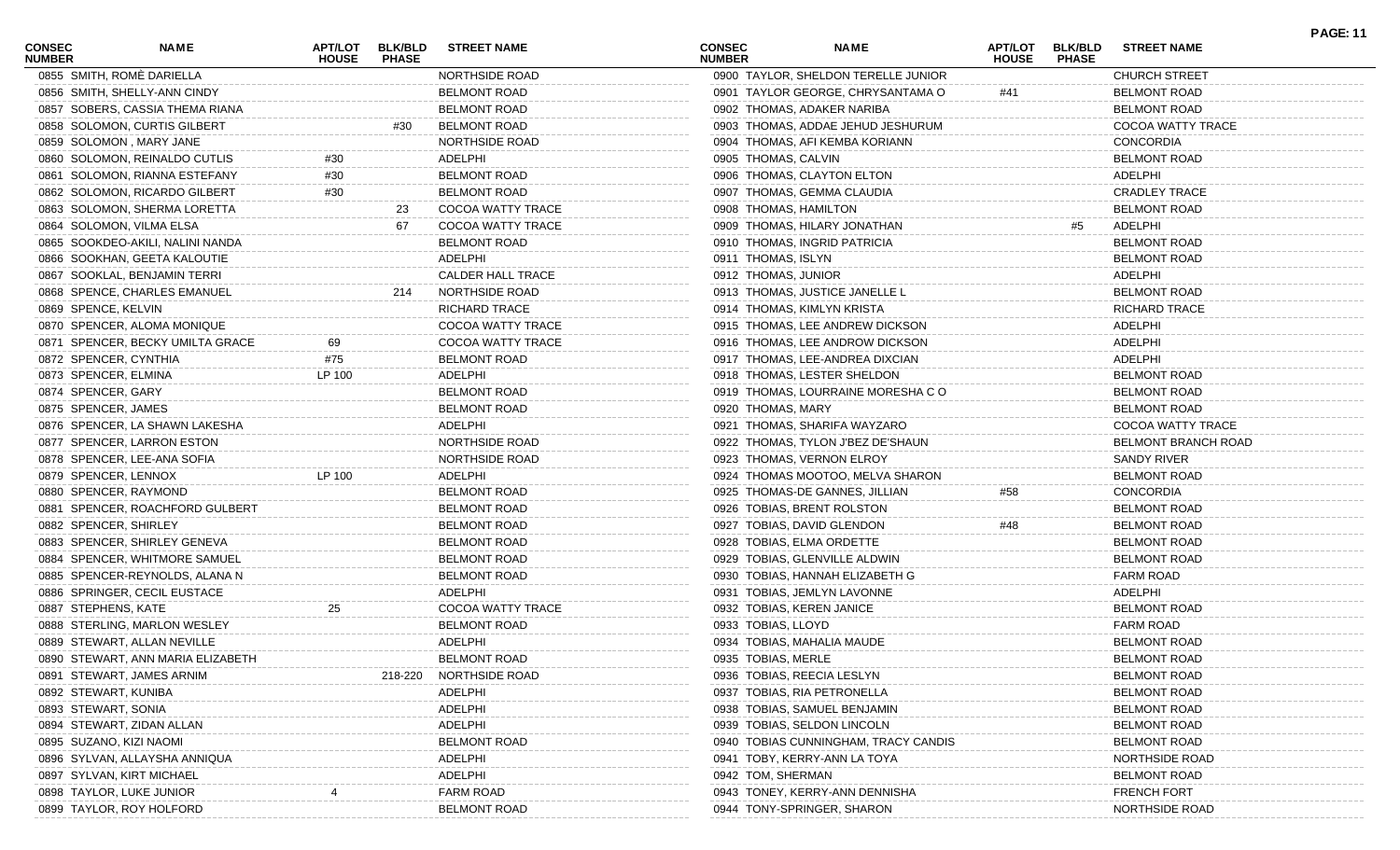| CONSEC NUMBER | NAME | APT/LOT HOUSE | BLK/BLD PHASE | STREET NAME |
|---|---|---|---|---|
| 0855 | SMITH, ROMÈ DARIELLA | | | NORTHSIDE ROAD |
| 0856 | SMITH, SHELLY-ANN CINDY | | | BELMONT ROAD |
| 0857 | SOBERS, CASSIA THEMA RIANA | | | BELMONT ROAD |
| 0858 | SOLOMON, CURTIS GILBERT | | #30 | BELMONT ROAD |
| 0859 | SOLOMON , MARY JANE | | | NORTHSIDE ROAD |
| 0860 | SOLOMON, REINALDO CUTLIS | #30 | | ADELPHI |
| 0861 | SOLOMON, RIANNA ESTEFANY | #30 | | BELMONT ROAD |
| 0862 | SOLOMON, RICARDO GILBERT | #30 | | BELMONT ROAD |
| 0863 | SOLOMON, SHERMA LORETTA | | 23 | COCOA WATTY TRACE |
| 0864 | SOLOMON, VILMA ELSA | | 67 | COCOA WATTY TRACE |
| 0865 | SOOKDEO-AKILI, NALINI NANDA | | | BELMONT ROAD |
| 0866 | SOOKHAN, GEETA KALOUTIE | | | ADELPHI |
| 0867 | SOOKLAL, BENJAMIN TERRI | | | CALDER HALL TRACE |
| 0868 | SPENCE, CHARLES EMANUEL | | 214 | NORTHSIDE ROAD |
| 0869 | SPENCE, KELVIN | | | RICHARD TRACE |
| 0870 | SPENCER, ALOMA MONIQUE | | | COCOA WATTY TRACE |
| 0871 | SPENCER, BECKY UMILTA GRACE | 69 | | COCOA WATTY TRACE |
| 0872 | SPENCER, CYNTHIA | #75 | | BELMONT ROAD |
| 0873 | SPENCER, ELMINA | LP 100 | | ADELPHI |
| 0874 | SPENCER, GARY | | | BELMONT ROAD |
| 0875 | SPENCER, JAMES | | | BELMONT ROAD |
| 0876 | SPENCER, LA SHAWN LAKESHA | | | ADELPHI |
| 0877 | SPENCER, LARRON ESTON | | | NORTHSIDE ROAD |
| 0878 | SPENCER, LEE-ANA SOFIA | | | NORTHSIDE ROAD |
| 0879 | SPENCER, LENNOX | LP 100 | | ADELPHI |
| 0880 | SPENCER, RAYMOND | | | BELMONT ROAD |
| 0881 | SPENCER, ROACHFORD GULBERT | | | BELMONT ROAD |
| 0882 | SPENCER, SHIRLEY | | | BELMONT ROAD |
| 0883 | SPENCER, SHIRLEY GENEVA | | | BELMONT ROAD |
| 0884 | SPENCER, WHITMORE SAMUEL | | | BELMONT ROAD |
| 0885 | SPENCER-REYNOLDS, ALANA N | | | BELMONT ROAD |
| 0886 | SPRINGER, CECIL EUSTACE | | | ADELPHI |
| 0887 | STEPHENS, KATE | 25 | | COCOA WATTY TRACE |
| 0888 | STERLING, MARLON WESLEY | | | BELMONT ROAD |
| 0889 | STEWART, ALLAN NEVILLE | | | ADELPHI |
| 0890 | STEWART, ANN MARIA ELIZABETH | | | BELMONT ROAD |
| 0891 | STEWART, JAMES ARNIM | | 218-220 | NORTHSIDE ROAD |
| 0892 | STEWART, KUNIBA | | | ADELPHI |
| 0893 | STEWART, SONIA | | | ADELPHI |
| 0894 | STEWART, ZIDAN ALLAN | | | ADELPHI |
| 0895 | SUZANO, KIZI NAOMI | | | BELMONT ROAD |
| 0896 | SYLVAN, ALLAYSHA ANNIQUA | | | ADELPHI |
| 0897 | SYLVAN, KIRT MICHAEL | | | ADELPHI |
| 0898 | TAYLOR, LUKE JUNIOR | 4 | | FARM ROAD |
| 0899 | TAYLOR, ROY HOLFORD | | | BELMONT ROAD |
| 0900 | TAYLOR, SHELDON TERELLE JUNIOR | | | CHURCH STREET |
| 0901 | TAYLOR GEORGE, CHRYSANTAMA O | #41 | | BELMONT ROAD |
| 0902 | THOMAS, ADAKER NARIBA | | | BELMONT ROAD |
| 0903 | THOMAS, ADDAE JEHUD JESHURUM | | | COCOA WATTY TRACE |
| 0904 | THOMAS, AFI KEMBA KORIANN | | | CONCORDIA |
| 0905 | THOMAS, CALVIN | | | BELMONT ROAD |
| 0906 | THOMAS, CLAYTON ELTON | | | ADELPHI |
| 0907 | THOMAS, GEMMA CLAUDIA | | | CRADLEY TRACE |
| 0908 | THOMAS, HAMILTON | | | BELMONT ROAD |
| 0909 | THOMAS, HILARY JONATHAN | | #5 | ADELPHI |
| 0910 | THOMAS, INGRID PATRICIA | | | BELMONT ROAD |
| 0911 | THOMAS, ISLYN | | | BELMONT ROAD |
| 0912 | THOMAS, JUNIOR | | | ADELPHI |
| 0913 | THOMAS, JUSTICE JANELLE L | | | BELMONT ROAD |
| 0914 | THOMAS, KIMLYN KRISTA | | | RICHARD TRACE |
| 0915 | THOMAS, LEE ANDREW DICKSON | | | ADELPHI |
| 0916 | THOMAS, LEE ANDROW DICKSON | | | ADELPHI |
| 0917 | THOMAS, LEE-ANDREA DIXCIAN | | | ADELPHI |
| 0918 | THOMAS, LESTER SHELDON | | | BELMONT ROAD |
| 0919 | THOMAS, LOURRAINE MORESHA C O | | | BELMONT ROAD |
| 0920 | THOMAS, MARY | | | BELMONT ROAD |
| 0921 | THOMAS, SHARIFA WAYZARO | | | COCOA WATTY TRACE |
| 0922 | THOMAS, TYLON J'BEZ DE'SHAUN | | | BELMONT BRANCH ROAD |
| 0923 | THOMAS, VERNON ELROY | | | SANDY RIVER |
| 0924 | THOMAS MOOTOO, MELVA SHARON | | | BELMONT ROAD |
| 0925 | THOMAS-DE GANNES, JILLIAN | #58 | | CONCORDIA |
| 0926 | TOBIAS, BRENT ROLSTON | | | BELMONT ROAD |
| 0927 | TOBIAS, DAVID GLENDON | #48 | | BELMONT ROAD |
| 0928 | TOBIAS, ELMA ORDETTE | | | BELMONT ROAD |
| 0929 | TOBIAS, GLENVILLE ALDWIN | | | BELMONT ROAD |
| 0930 | TOBIAS, HANNAH ELIZABETH G | | | FARM ROAD |
| 0931 | TOBIAS, JEMLYN LAVONNE | | | ADELPHI |
| 0932 | TOBIAS, KEREN JANICE | | | BELMONT ROAD |
| 0933 | TOBIAS, LLOYD | | | FARM ROAD |
| 0934 | TOBIAS, MAHALIA MAUDE | | | BELMONT ROAD |
| 0935 | TOBIAS, MERLE | | | BELMONT ROAD |
| 0936 | TOBIAS, REECIA LESLYN | | | BELMONT ROAD |
| 0937 | TOBIAS, RIA PETRONELLA | | | BELMONT ROAD |
| 0938 | TOBIAS, SAMUEL BENJAMIN | | | BELMONT ROAD |
| 0939 | TOBIAS, SELDON LINCOLN | | | BELMONT ROAD |
| 0940 | TOBIAS CUNNINGHAM, TRACY CANDIS | | | BELMONT ROAD |
| 0941 | TOBY, KERRY-ANN LA TOYA | | | NORTHSIDE ROAD |
| 0942 | TOM, SHERMAN | | | BELMONT ROAD |
| 0943 | TONEY, KERRY-ANN DENNISHA | | | FRENCH FORT |
| 0944 | TONY-SPRINGER, SHARON | | | NORTHSIDE ROAD |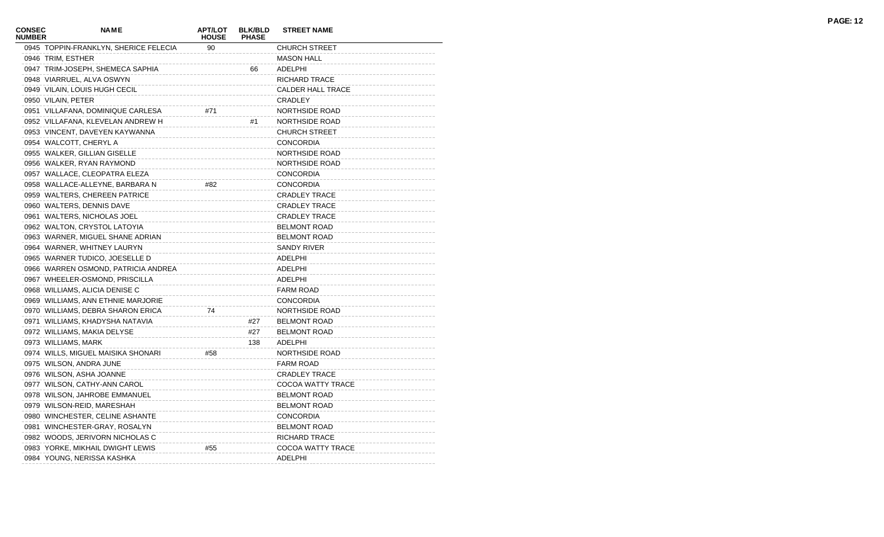| CONSEC NUMBER | NAME | APT/LOT HOUSE | BLK/BLD PHASE | STREET NAME |
|---|---|---|---|---|
| 0945 | TOPPIN-FRANKLYN, SHERICE FELECIA | 90 | | CHURCH STREET |
| 0946 | TRIM, ESTHER | | | MASON HALL |
| 0947 | TRIM-JOSEPH, SHEMECA SAPHIA | | 66 | ADELPHI |
| 0948 | VIARRUEL, ALVA OSWYN | | | RICHARD TRACE |
| 0949 | VILAIN, LOUIS HUGH CECIL | | | CALDER HALL TRACE |
| 0950 | VILAIN, PETER | | | CRADLEY |
| 0951 | VILLAFANA, DOMINIQUE CARLESA | #71 | | NORTHSIDE ROAD |
| 0952 | VILLAFANA, KLEVELAN ANDREW H | | #1 | NORTHSIDE ROAD |
| 0953 | VINCENT, DAVEYEN KAYWANNA | | | CHURCH STREET |
| 0954 | WALCOTT, CHERYL A | | | CONCORDIA |
| 0955 | WALKER, GILLIAN GISELLE | | | NORTHSIDE ROAD |
| 0956 | WALKER, RYAN RAYMOND | | | NORTHSIDE ROAD |
| 0957 | WALLACE, CLEOPATRA ELEZA | | | CONCORDIA |
| 0958 | WALLACE-ALLEYNE, BARBARA N | #82 | | CONCORDIA |
| 0959 | WALTERS, CHEREEN PATRICE | | | CRADLEY TRACE |
| 0960 | WALTERS, DENNIS DAVE | | | CRADLEY TRACE |
| 0961 | WALTERS, NICHOLAS JOEL | | | CRADLEY TRACE |
| 0962 | WALTON, CRYSTOL LATOYIA | | | BELMONT ROAD |
| 0963 | WARNER, MIGUEL SHANE ADRIAN | | | BELMONT ROAD |
| 0964 | WARNER, WHITNEY LAURYN | | | SANDY RIVER |
| 0965 | WARNER TUDICO, JOESELLE D | | | ADELPHI |
| 0966 | WARREN OSMOND, PATRICIA ANDREA | | | ADELPHI |
| 0967 | WHEELER-OSMOND, PRISCILLA | | | ADELPHI |
| 0968 | WILLIAMS, ALICIA DENISE C | | | FARM ROAD |
| 0969 | WILLIAMS, ANN ETHNIE MARJORIE | | | CONCORDIA |
| 0970 | WILLIAMS, DEBRA SHARON ERICA | 74 | | NORTHSIDE ROAD |
| 0971 | WILLIAMS, KHADYSHA NATAVIA | | #27 | BELMONT ROAD |
| 0972 | WILLIAMS, MAKIA DELYSE | | #27 | BELMONT ROAD |
| 0973 | WILLIAMS, MARK | | 138 | ADELPHI |
| 0974 | WILLS, MIGUEL MAISIKA SHONARI | #58 | | NORTHSIDE ROAD |
| 0975 | WILSON, ANDRA JUNE | | | FARM ROAD |
| 0976 | WILSON, ASHA JOANNE | | | CRADLEY TRACE |
| 0977 | WILSON, CATHY-ANN CAROL | | | COCOA WATTY TRACE |
| 0978 | WILSON, JAHROBE EMMANUEL | | | BELMONT ROAD |
| 0979 | WILSON-REID, MARESHAH | | | BELMONT ROAD |
| 0980 | WINCHESTER, CELINE ASHANTE | | | CONCORDIA |
| 0981 | WINCHESTER-GRAY, ROSALYN | | | BELMONT ROAD |
| 0982 | WOODS, JERIVORN NICHOLAS C | | | RICHARD TRACE |
| 0983 | YORKE, MIKHAIL DWIGHT LEWIS | #55 | | COCOA WATTY TRACE |
| 0984 | YOUNG, NERISSA KASHKA | | | ADELPHI |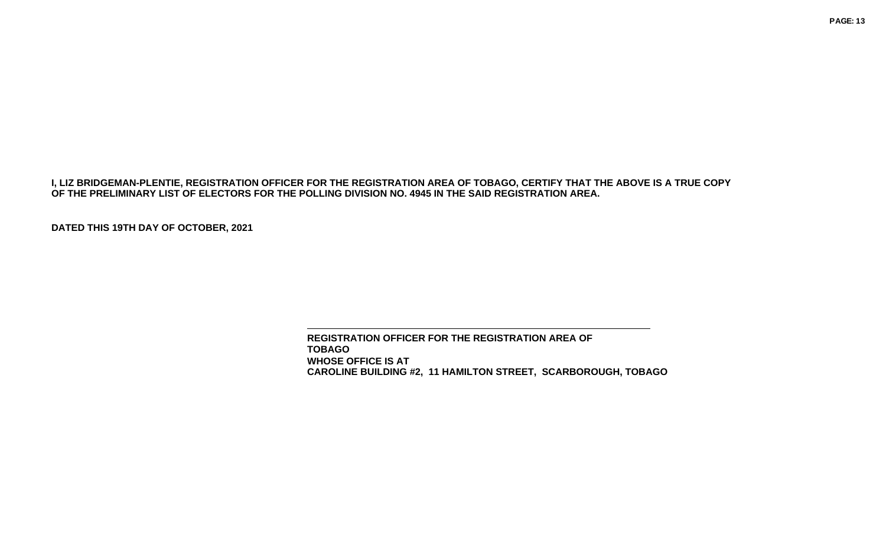**I, LIZ BRIDGEMAN-PLENTIE, REGISTRATION OFFICER FOR THE REGISTRATION AREA OF TOBAGO, CERTIFY THAT THE ABOVE IS A TRUE COPY OF THE PRELIMINARY LIST OF ELECTORS FOR THE POLLING DIVISION NO. 4945 IN THE SAID REGISTRATION AREA.**

**DATED THIS 19TH DAY OF OCTOBER, 2021**

---

**REGISTRATION OFFICER FOR THE REGISTRATION AREA OF TOBAGO**
**WHOSE OFFICE IS AT**
**CAROLINE BUILDING #2, 11 HAMILTON STREET, SCARBOROUGH, TOBAGO**